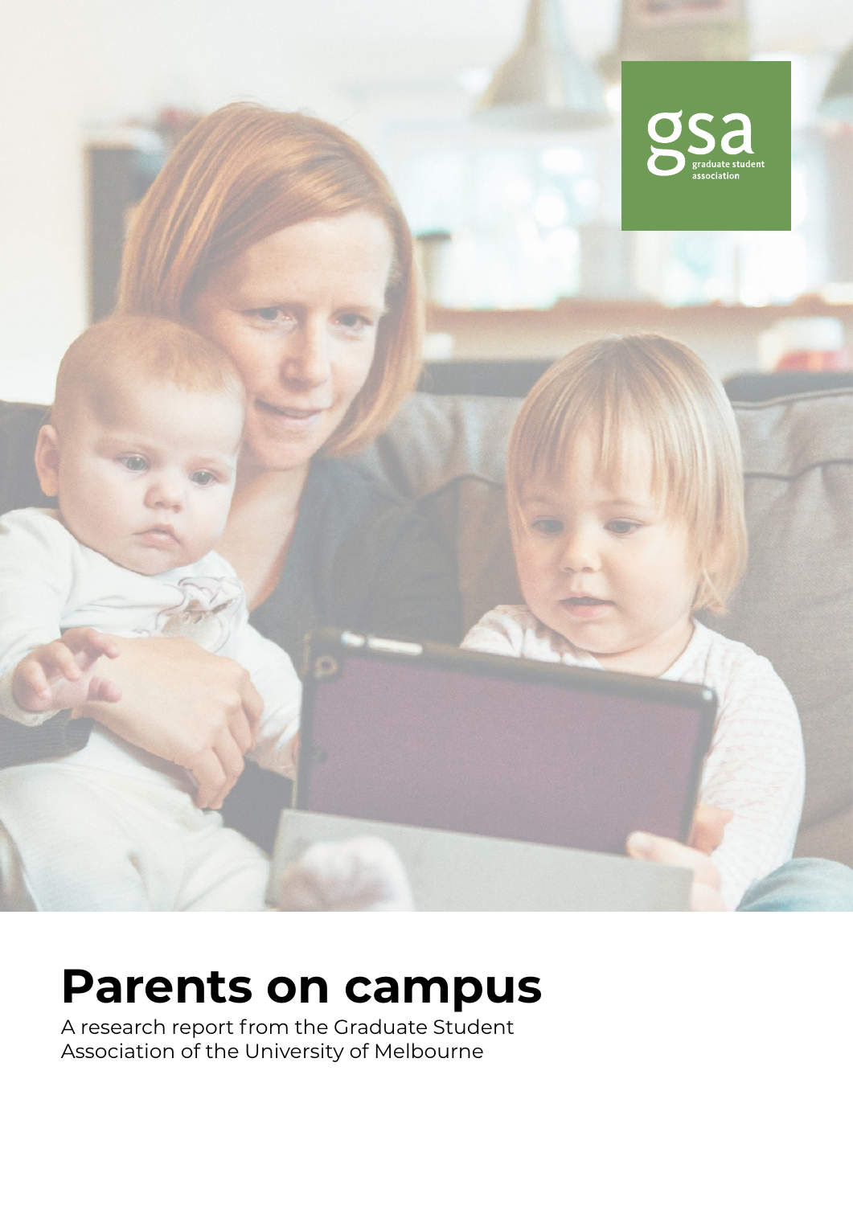gsa

graduate student association

# Parents on campus

A research report from the Graduate Student Association of the University of Melbourne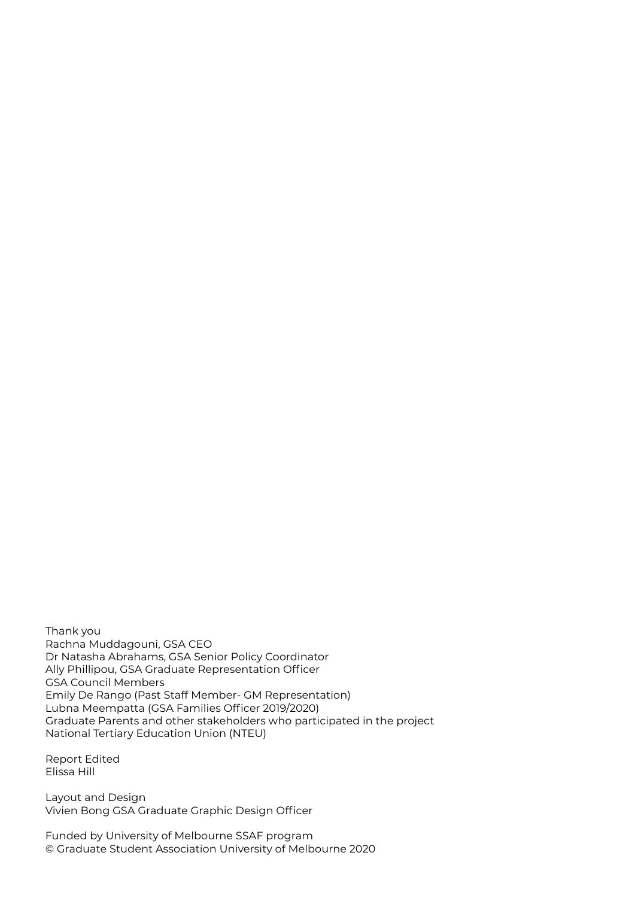Thank you
Rachna Muddagouni, GSA CEO
Dr Natasha Abrahams, GSA Senior Policy Coordinator
Ally Phillipou, GSA Graduate Representation Officer
GSA Council Members
Emily De Rango (Past Staff Member- GM Representation)
Lubna Meempatta (GSA Families Officer 2019/2020)
Graduate Parents and other stakeholders who participated in the project
National Tertiary Education Union (NTEU)

Report Edited
Elissa Hill

Layout and Design
Vivien Bong GSA Graduate Graphic Design Officer

Funded by University of Melbourne SSAF program
© Graduate Student Association University of Melbourne 2020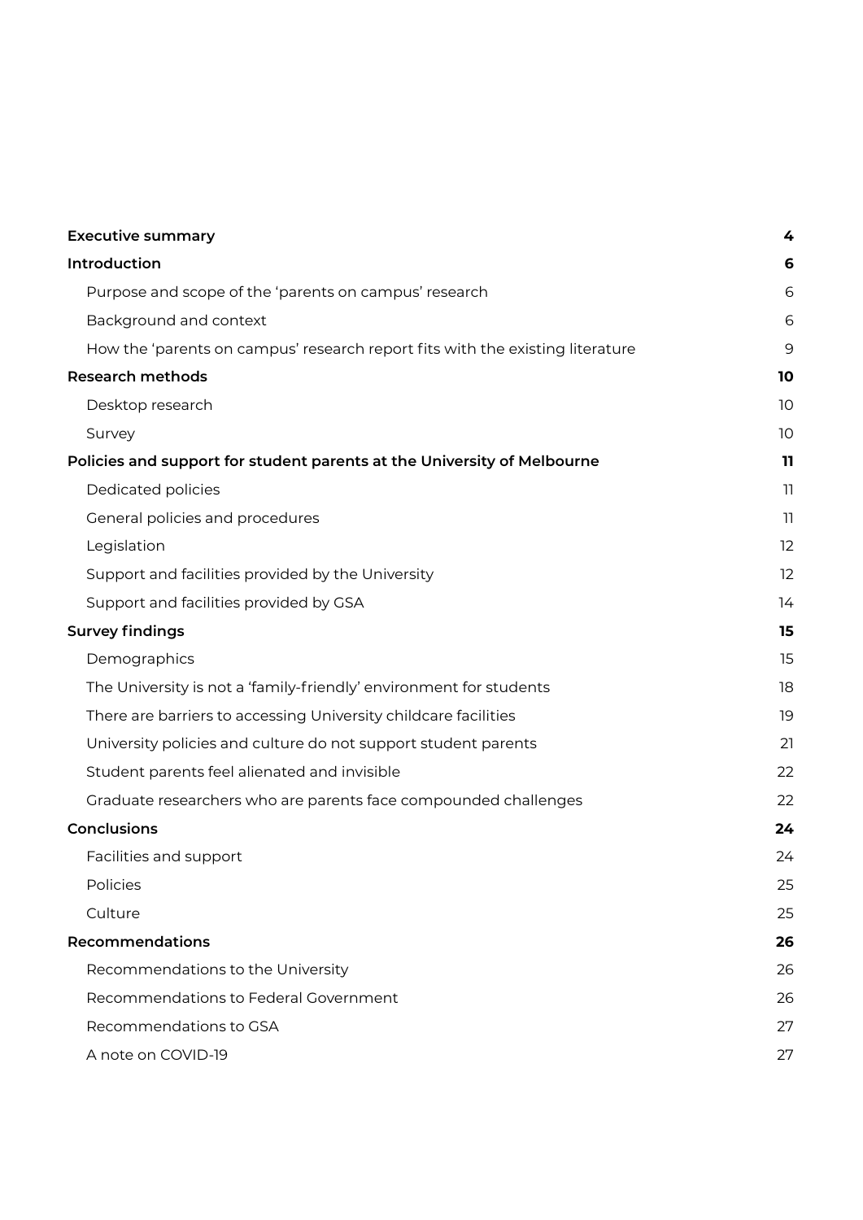| | |
|---|---|
| **Executive summary** | **4** |
| **Introduction** | **6** |
| Purpose and scope of the 'parents on campus' research | 6 |
| Background and context | 6 |
| How the 'parents on campus' research report fits with the existing literature | 9 |
| **Research methods** | **10** |
| Desktop research | 10 |
| Survey | 10 |
| **Policies and support for student parents at the University of Melbourne** | **11** |
| Dedicated policies | 11 |
| General policies and procedures | 11 |
| Legislation | 12 |
| Support and facilities provided by the University | 12 |
| Support and facilities provided by GSA | 14 |
| **Survey findings** | **15** |
| Demographics | 15 |
| The University is not a 'family-friendly' environment for students | 18 |
| There are barriers to accessing University childcare facilities | 19 |
| University policies and culture do not support student parents | 21 |
| Student parents feel alienated and invisible | 22 |
| Graduate researchers who are parents face compounded challenges | 22 |
| **Conclusions** | **24** |
| Facilities and support | 24 |
| Policies | 25 |
| Culture | 25 |
| **Recommendations** | **26** |
| Recommendations to the University | 26 |
| Recommendations to Federal Government | 26 |
| Recommendations to GSA | 27 |
| A note on COVID-19 | 27 |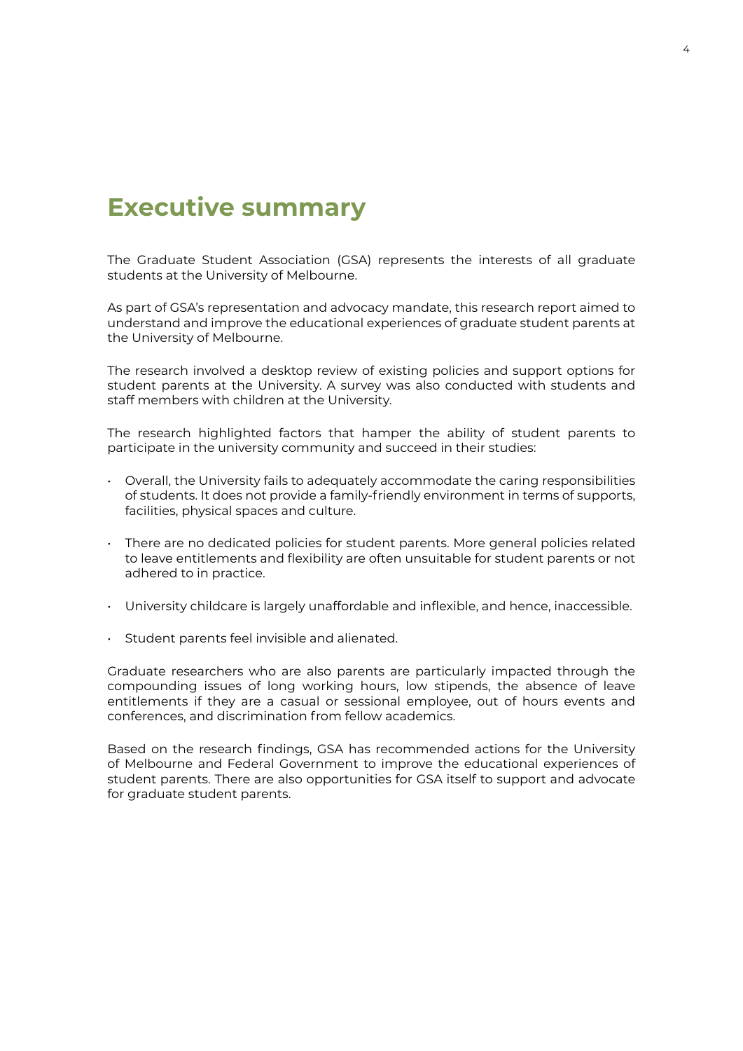# Executive summary

The Graduate Student Association (GSA) represents the interests of all graduate students at the University of Melbourne.

As part of GSA's representation and advocacy mandate, this research report aimed to understand and improve the educational experiences of graduate student parents at the University of Melbourne.

The research involved a desktop review of existing policies and support options for student parents at the University. A survey was also conducted with students and staff members with children at the University.

The research highlighted factors that hamper the ability of student parents to participate in the university community and succeed in their studies:

- Overall, the University fails to adequately accommodate the caring responsibilities of students. It does not provide a family-friendly environment in terms of supports, facilities, physical spaces and culture.
- There are no dedicated policies for student parents. More general policies related to leave entitlements and flexibility are often unsuitable for student parents or not adhered to in practice.
- University childcare is largely unaffordable and inflexible, and hence, inaccessible.
- Student parents feel invisible and alienated.

Graduate researchers who are also parents are particularly impacted through the compounding issues of long working hours, low stipends, the absence of leave entitlements if they are a casual or sessional employee, out of hours events and conferences, and discrimination from fellow academics.

Based on the research findings, GSA has recommended actions for the University of Melbourne and Federal Government to improve the educational experiences of student parents. There are also opportunities for GSA itself to support and advocate for graduate student parents.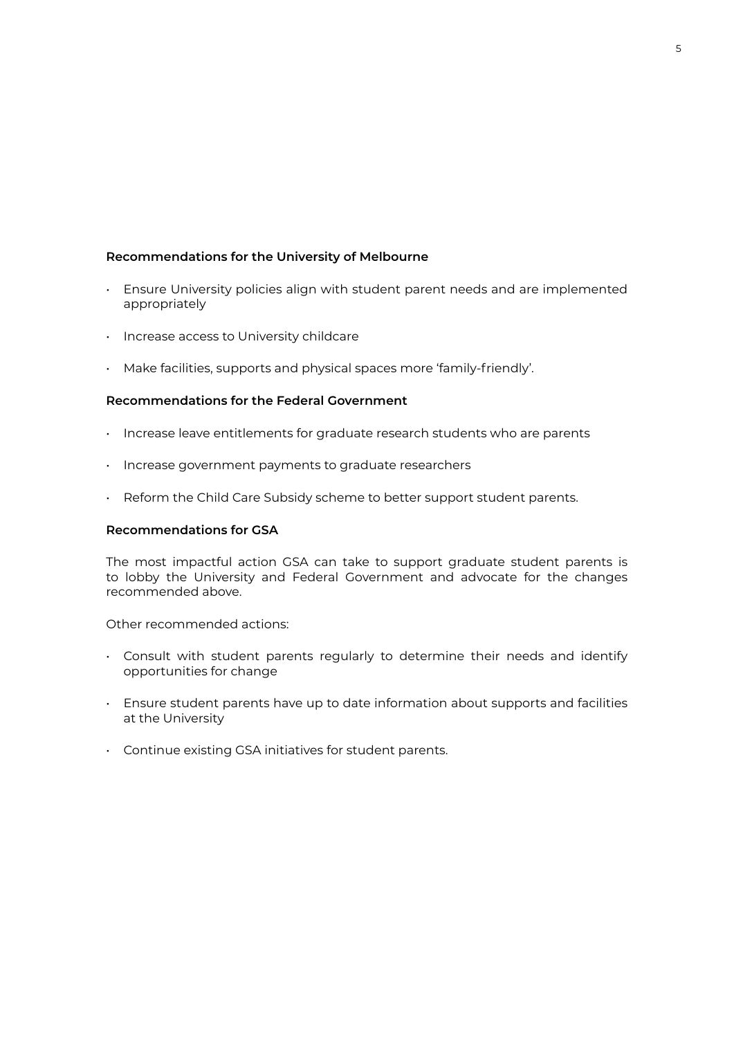**Recommendations for the University of Melbourne**

- Ensure University policies align with student parent needs and are implemented appropriately
- Increase access to University childcare
- Make facilities, supports and physical spaces more 'family-friendly'.

**Recommendations for the Federal Government**

- Increase leave entitlements for graduate research students who are parents
- Increase government payments to graduate researchers
- Reform the Child Care Subsidy scheme to better support student parents.

**Recommendations for GSA**

The most impactful action GSA can take to support graduate student parents is to lobby the University and Federal Government and advocate for the changes recommended above.

Other recommended actions:

- Consult with student parents regularly to determine their needs and identify opportunities for change
- Ensure student parents have up to date information about supports and facilities at the University
- Continue existing GSA initiatives for student parents.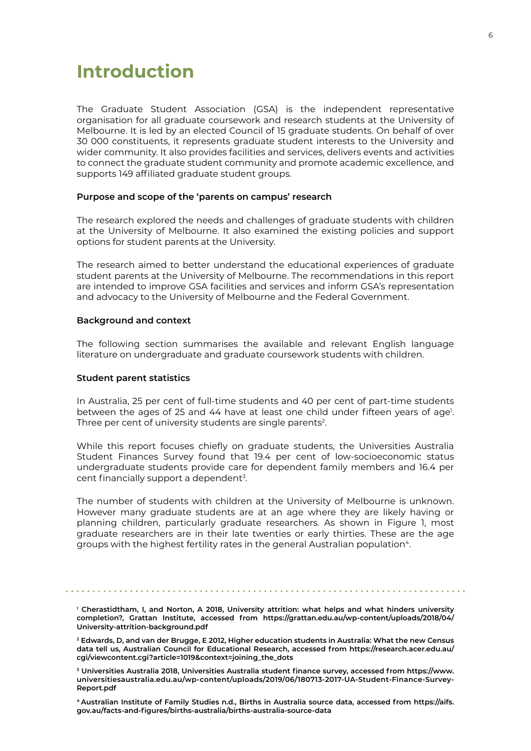# Introduction

The Graduate Student Association (GSA) is the independent representative organisation for all graduate coursework and research students at the University of Melbourne. It is led by an elected Council of 15 graduate students. On behalf of over 30 000 constituents, it represents graduate student interests to the University and wider community. It also provides facilities and services, delivers events and activities to connect the graduate student community and promote academic excellence, and supports 149 affiliated graduate student groups.

### Purpose and scope of the 'parents on campus' research

The research explored the needs and challenges of graduate students with children at the University of Melbourne. It also examined the existing policies and support options for student parents at the University.

The research aimed to better understand the educational experiences of graduate student parents at the University of Melbourne. The recommendations in this report are intended to improve GSA facilities and services and inform GSA's representation and advocacy to the University of Melbourne and the Federal Government.

### Background and context

The following section summarises the available and relevant English language literature on undergraduate and graduate coursework students with children.

### Student parent statistics

In Australia, 25 per cent of full-time students and 40 per cent of part-time students between the ages of 25 and 44 have at least one child under fifteen years of age[1]. Three per cent of university students are single parents[2].

While this report focuses chiefly on graduate students, the Universities Australia Student Finances Survey found that 19.4 per cent of low-socioeconomic status undergraduate students provide care for dependent family members and 16.4 per cent financially support a dependent[3].

The number of students with children at the University of Melbourne is unknown. However many graduate students are at an age where they are likely having or planning children, particularly graduate researchers. As shown in Figure 1, most graduate researchers are in their late twenties or early thirties. These are the age groups with the highest fertility rates in the general Australian population[4].

---

[1] **Cherastidtham, I, and Norton, A 2018, University attrition: what helps and what hinders university completion?, Grattan Institute, accessed from https://grattan.edu.au/wp-content/uploads/2018/04/University-attrition-background.pdf**

[2] **Edwards, D, and van der Brugge, E 2012, Higher education students in Australia: What the new Census data tell us, Australian Council for Educational Research, accessed from https://research.acer.edu.au/cgi/viewcontent.cgi?article=1019&context=joining_the_dots**

[3] **Universities Australia 2018, Universities Australia student finance survey, accessed from https://www.universitiesaustralia.edu.au/wp-content/uploads/2019/06/180713-2017-UA-Student-Finance-Survey-Report.pdf**

[4] **Australian Institute of Family Studies n.d., Births in Australia source data, accessed from https://aifs.gov.au/facts-and-figures/births-australia/births-australia-source-data**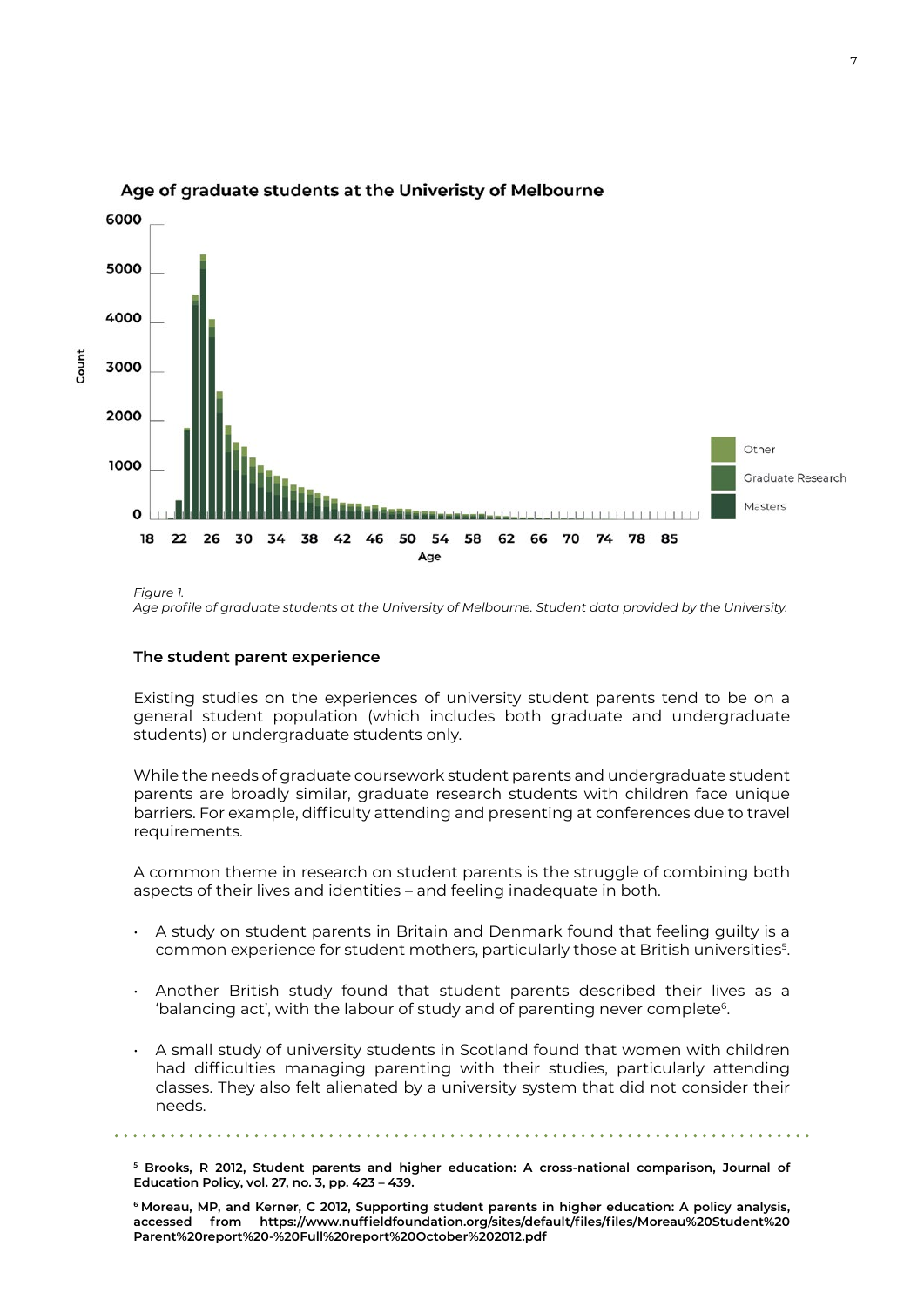## Age of graduate students at the Univeristy of Melbourne

*Figure 1.*
*Age profile of graduate students at the University of Melbourne. Student data provided by the University.*

### The student parent experience

Existing studies on the experiences of university student parents tend to be on a general student population (which includes both graduate and undergraduate students) or undergraduate students only.

While the needs of graduate coursework student parents and undergraduate student parents are broadly similar, graduate research students with children face unique barriers. For example, difficulty attending and presenting at conferences due to travel requirements.

A common theme in research on student parents is the struggle of combining both aspects of their lives and identities – and feeling inadequate in both.

- A study on student parents in Britain and Denmark found that feeling guilty is a common experience for student mothers, particularly those at British universities[5].
- Another British study found that student parents described their lives as a 'balancing act', with the labour of study and of parenting never complete[6].
- A small study of university students in Scotland found that women with children had difficulties managing parenting with their studies, particularly attending classes. They also felt alienated by a university system that did not consider their needs.

---

**[5] Brooks, R 2012, Student parents and higher education: A cross-national comparison, Journal of Education Policy, vol. 27, no. 3, pp. 423 – 439.**

**[6] Moreau, MP, and Kerner, C 2012, Supporting student parents in higher education: A policy analysis, accessed from https://www.nuffieldfoundation.org/sites/default/files/files/Moreau%20Student%20Parent%20report%20-%20Full%20report%20October%202012.pdf**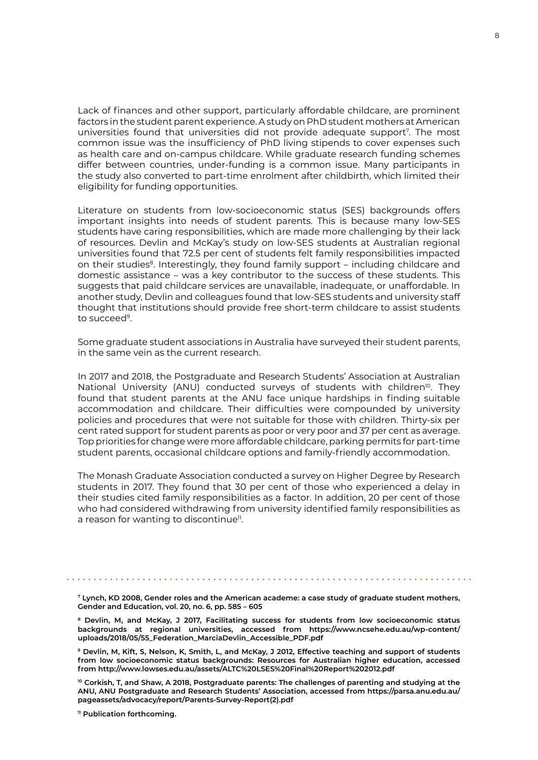Lack of finances and other support, particularly affordable childcare, are prominent factors in the student parent experience. A study on PhD student mothers at American universities found that universities did not provide adequate support[7]. The most common issue was the insufficiency of PhD living stipends to cover expenses such as health care and on-campus childcare. While graduate research funding schemes differ between countries, under-funding is a common issue. Many participants in the study also converted to part-time enrolment after childbirth, which limited their eligibility for funding opportunities.

Literature on students from low-socioeconomic status (SES) backgrounds offers important insights into needs of student parents. This is because many low-SES students have caring responsibilities, which are made more challenging by their lack of resources. Devlin and McKay's study on low-SES students at Australian regional universities found that 72.5 per cent of students felt family responsibilities impacted on their studies[8]. Interestingly, they found family support – including childcare and domestic assistance – was a key contributor to the success of these students. This suggests that paid childcare services are unavailable, inadequate, or unaffordable. In another study, Devlin and colleagues found that low-SES students and university staff thought that institutions should provide free short-term childcare to assist students to succeed[9].

Some graduate student associations in Australia have surveyed their student parents, in the same vein as the current research.

In 2017 and 2018, the Postgraduate and Research Students' Association at Australian National University (ANU) conducted surveys of students with children[10]. They found that student parents at the ANU face unique hardships in finding suitable accommodation and childcare. Their difficulties were compounded by university policies and procedures that were not suitable for those with children. Thirty-six per cent rated support for student parents as poor or very poor and 37 per cent as average. Top priorities for change were more affordable childcare, parking permits for part-time student parents, occasional childcare options and family-friendly accommodation.

The Monash Graduate Association conducted a survey on Higher Degree by Research students in 2017. They found that 30 per cent of those who experienced a delay in their studies cited family responsibilities as a factor. In addition, 20 per cent of those who had considered withdrawing from university identified family responsibilities as a reason for wanting to discontinue[11].

---

**[7] Lynch, KD 2008, Gender roles and the American academe: a case study of graduate student mothers, Gender and Education, vol. 20, no. 6, pp. 585 – 605**

**[8] Devlin, M, and McKay, J 2017, Facilitating success for students from low socioeconomic status backgrounds at regional universities, accessed from https://www.ncsehe.edu.au/wp-content/uploads/2018/05/55_Federation_MarciaDevlin_Accessible_PDF.pdf**

**[9] Devlin, M, Kift, S, Nelson, K, Smith, L, and McKay, J 2012, Effective teaching and support of students from low socioeconomic status backgrounds: Resources for Australian higher education, accessed from http://www.lowses.edu.au/assets/ALTC%20LSES%20Final%20Report%202012.pdf**

**[10] Corkish, T, and Shaw, A 2018, Postgraduate parents: The challenges of parenting and studying at the ANU, ANU Postgraduate and Research Students' Association, accessed from https://parsa.anu.edu.au/pageassets/advocacy/report/Parents-Survey-Report(2).pdf**

**[11] Publication forthcoming.**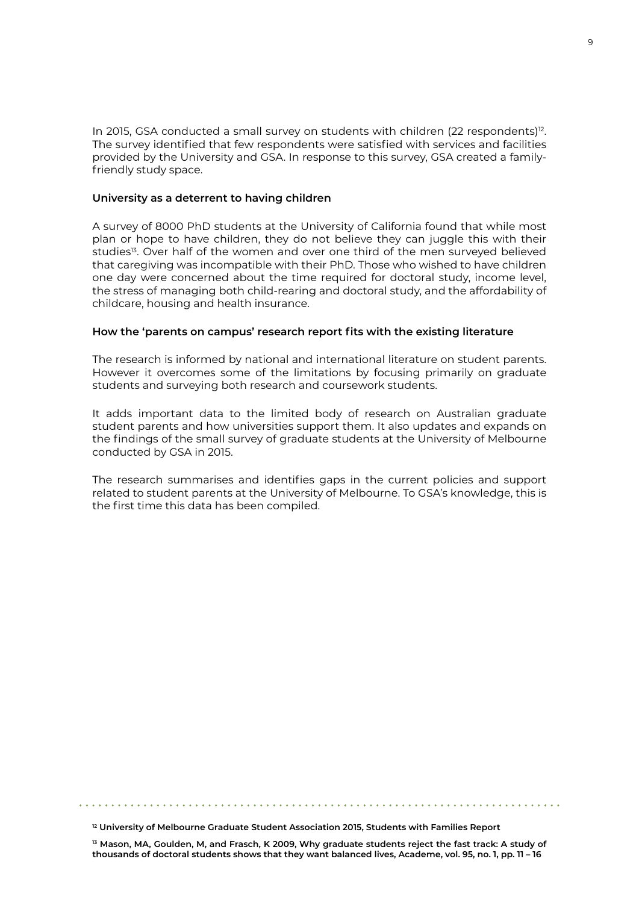In 2015, GSA conducted a small survey on students with children (22 respondents)[12]. The survey identified that few respondents were satisfied with services and facilities provided by the University and GSA. In response to this survey, GSA created a family-friendly study space.

### University as a deterrent to having children

A survey of 8000 PhD students at the University of California found that while most plan or hope to have children, they do not believe they can juggle this with their studies[13]. Over half of the women and over one third of the men surveyed believed that caregiving was incompatible with their PhD. Those who wished to have children one day were concerned about the time required for doctoral study, income level, the stress of managing both child-rearing and doctoral study, and the affordability of childcare, housing and health insurance.

### How the 'parents on campus' research report fits with the existing literature

The research is informed by national and international literature on student parents. However it overcomes some of the limitations by focusing primarily on graduate students and surveying both research and coursework students.

It adds important data to the limited body of research on Australian graduate student parents and how universities support them. It also updates and expands on the findings of the small survey of graduate students at the University of Melbourne conducted by GSA in 2015.

The research summarises and identifies gaps in the current policies and support related to student parents at the University of Melbourne. To GSA's knowledge, this is the first time this data has been compiled.

---

**[12] University of Melbourne Graduate Student Association 2015, Students with Families Report**

**[13] Mason, MA, Goulden, M, and Frasch, K 2009, Why graduate students reject the fast track: A study of thousands of doctoral students shows that they want balanced lives, Academe, vol. 95, no. 1, pp. 11 – 16**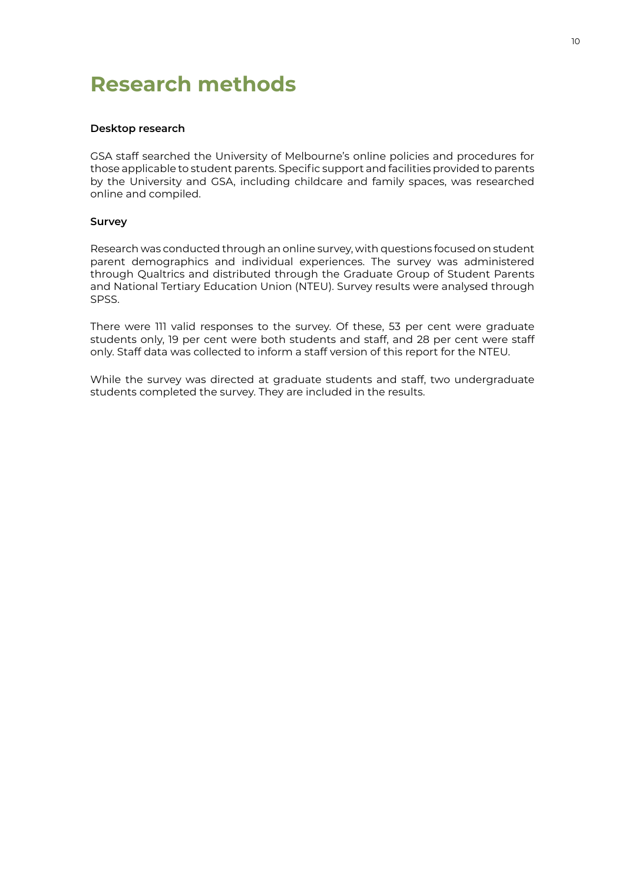# Research methods

**Desktop research**

GSA staff searched the University of Melbourne's online policies and procedures for those applicable to student parents. Specific support and facilities provided to parents by the University and GSA, including childcare and family spaces, was researched online and compiled.

**Survey**

Research was conducted through an online survey, with questions focused on student parent demographics and individual experiences. The survey was administered through Qualtrics and distributed through the Graduate Group of Student Parents and National Tertiary Education Union (NTEU). Survey results were analysed through SPSS.

There were 111 valid responses to the survey. Of these, 53 per cent were graduate students only, 19 per cent were both students and staff, and 28 per cent were staff only. Staff data was collected to inform a staff version of this report for the NTEU.

While the survey was directed at graduate students and staff, two undergraduate students completed the survey. They are included in the results.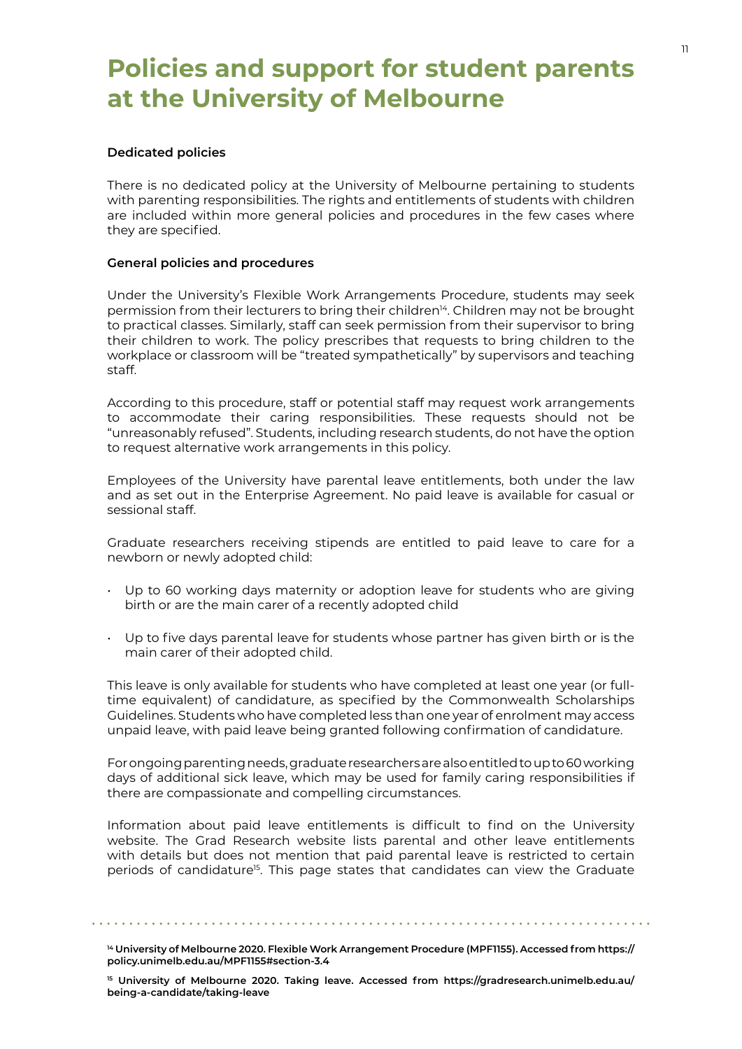# Policies and support for student parents at the University of Melbourne

**Dedicated policies**

There is no dedicated policy at the University of Melbourne pertaining to students with parenting responsibilities. The rights and entitlements of students with children are included within more general policies and procedures in the few cases where they are specified.

**General policies and procedures**

Under the University's Flexible Work Arrangements Procedure, students may seek permission from their lecturers to bring their children[14]. Children may not be brought to practical classes. Similarly, staff can seek permission from their supervisor to bring their children to work. The policy prescribes that requests to bring children to the workplace or classroom will be "treated sympathetically" by supervisors and teaching staff.

According to this procedure, staff or potential staff may request work arrangements to accommodate their caring responsibilities. These requests should not be "unreasonably refused". Students, including research students, do not have the option to request alternative work arrangements in this policy.

Employees of the University have parental leave entitlements, both under the law and as set out in the Enterprise Agreement. No paid leave is available for casual or sessional staff.

Graduate researchers receiving stipends are entitled to paid leave to care for a newborn or newly adopted child:

- Up to 60 working days maternity or adoption leave for students who are giving birth or are the main carer of a recently adopted child
- Up to five days parental leave for students whose partner has given birth or is the main carer of their adopted child.

This leave is only available for students who have completed at least one year (or full-time equivalent) of candidature, as specified by the Commonwealth Scholarships Guidelines. Students who have completed less than one year of enrolment may access unpaid leave, with paid leave being granted following confirmation of candidature.

For ongoing parenting needs, graduate researchers are also entitled to up to 60 working days of additional sick leave, which may be used for family caring responsibilities if there are compassionate and compelling circumstances.

Information about paid leave entitlements is difficult to find on the University website. The Grad Research website lists parental and other leave entitlements with details but does not mention that paid parental leave is restricted to certain periods of candidature[15]. This page states that candidates can view the Graduate

---

**[14] University of Melbourne 2020. Flexible Work Arrangement Procedure (MPF1155). Accessed from https://policy.unimelb.edu.au/MPF1155#section-3.4**

**[15] University of Melbourne 2020. Taking leave. Accessed from https://gradresearch.unimelb.edu.au/being-a-candidate/taking-leave**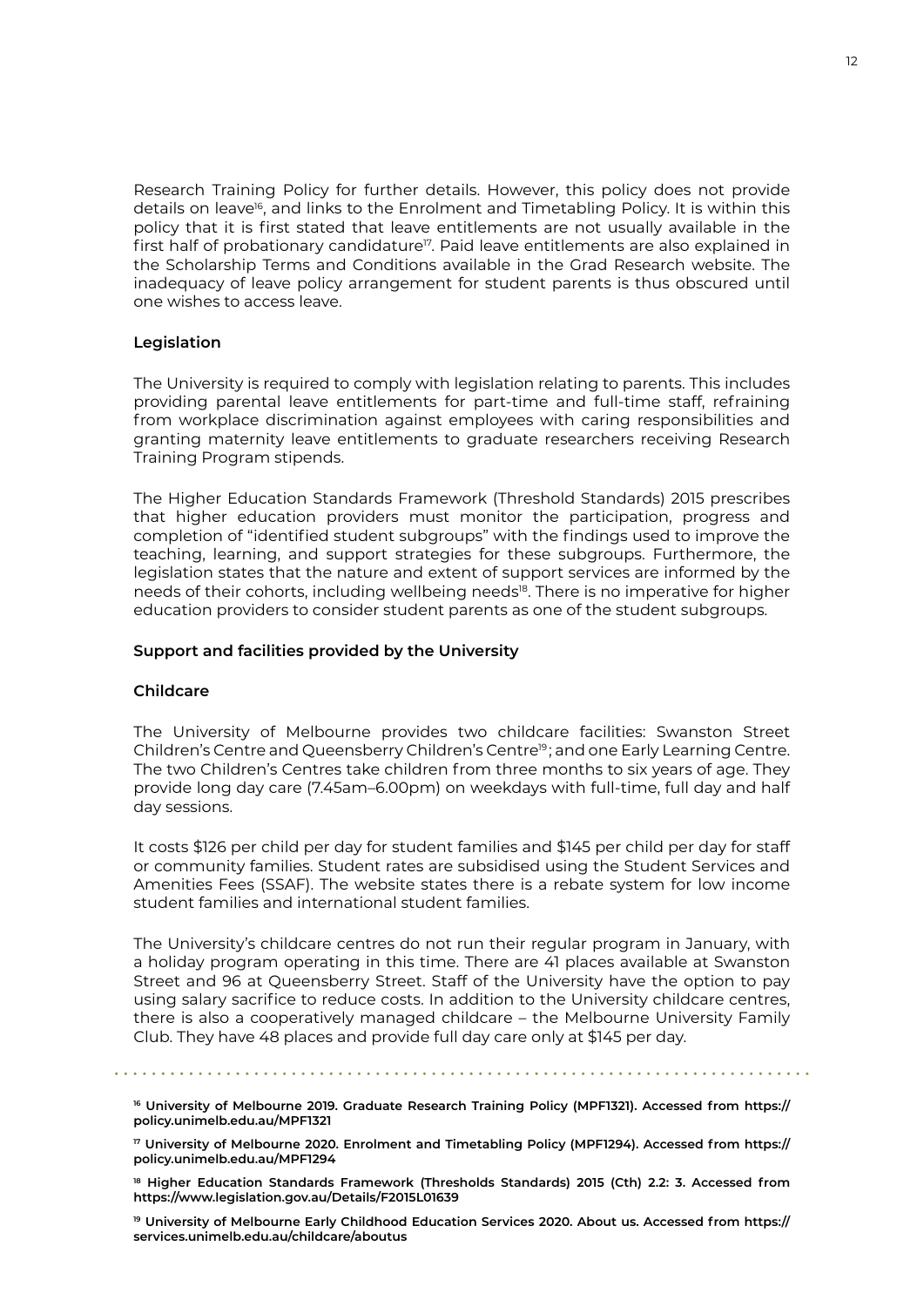Research Training Policy for further details. However, this policy does not provide details on leave[16], and links to the Enrolment and Timetabling Policy. It is within this policy that it is first stated that leave entitlements are not usually available in the first half of probationary candidature[17]. Paid leave entitlements are also explained in the Scholarship Terms and Conditions available in the Grad Research website. The inadequacy of leave policy arrangement for student parents is thus obscured until one wishes to access leave.

### Legislation

The University is required to comply with legislation relating to parents. This includes providing parental leave entitlements for part-time and full-time staff, refraining from workplace discrimination against employees with caring responsibilities and granting maternity leave entitlements to graduate researchers receiving Research Training Program stipends.

The Higher Education Standards Framework (Threshold Standards) 2015 prescribes that higher education providers must monitor the participation, progress and completion of "identified student subgroups" with the findings used to improve the teaching, learning, and support strategies for these subgroups. Furthermore, the legislation states that the nature and extent of support services are informed by the needs of their cohorts, including wellbeing needs[18]. There is no imperative for higher education providers to consider student parents as one of the student subgroups.

### Support and facilities provided by the University

#### Childcare

The University of Melbourne provides two childcare facilities: Swanston Street Children's Centre and Queensberry Children's Centre[19]; and one Early Learning Centre. The two Children's Centres take children from three months to six years of age. They provide long day care (7.45am–6.00pm) on weekdays with full-time, full day and half day sessions.

It costs $126 per child per day for student families and $145 per child per day for staff or community families. Student rates are subsidised using the Student Services and Amenities Fees (SSAF). The website states there is a rebate system for low income student families and international student families.

The University's childcare centres do not run their regular program in January, with a holiday program operating in this time. There are 41 places available at Swanston Street and 96 at Queensberry Street. Staff of the University have the option to pay using salary sacrifice to reduce costs. In addition to the University childcare centres, there is also a cooperatively managed childcare – the Melbourne University Family Club. They have 48 places and provide full day care only at $145 per day.

---

**[16] University of Melbourne 2019. Graduate Research Training Policy (MPF1321). Accessed from https://policy.unimelb.edu.au/MPF1321**

**[17] University of Melbourne 2020. Enrolment and Timetabling Policy (MPF1294). Accessed from https://policy.unimelb.edu.au/MPF1294**

**[18] Higher Education Standards Framework (Thresholds Standards) 2015 (Cth) 2.2: 3. Accessed from https://www.legislation.gov.au/Details/F2015L01639**

**[19] University of Melbourne Early Childhood Education Services 2020. About us. Accessed from https://services.unimelb.edu.au/childcare/aboutus**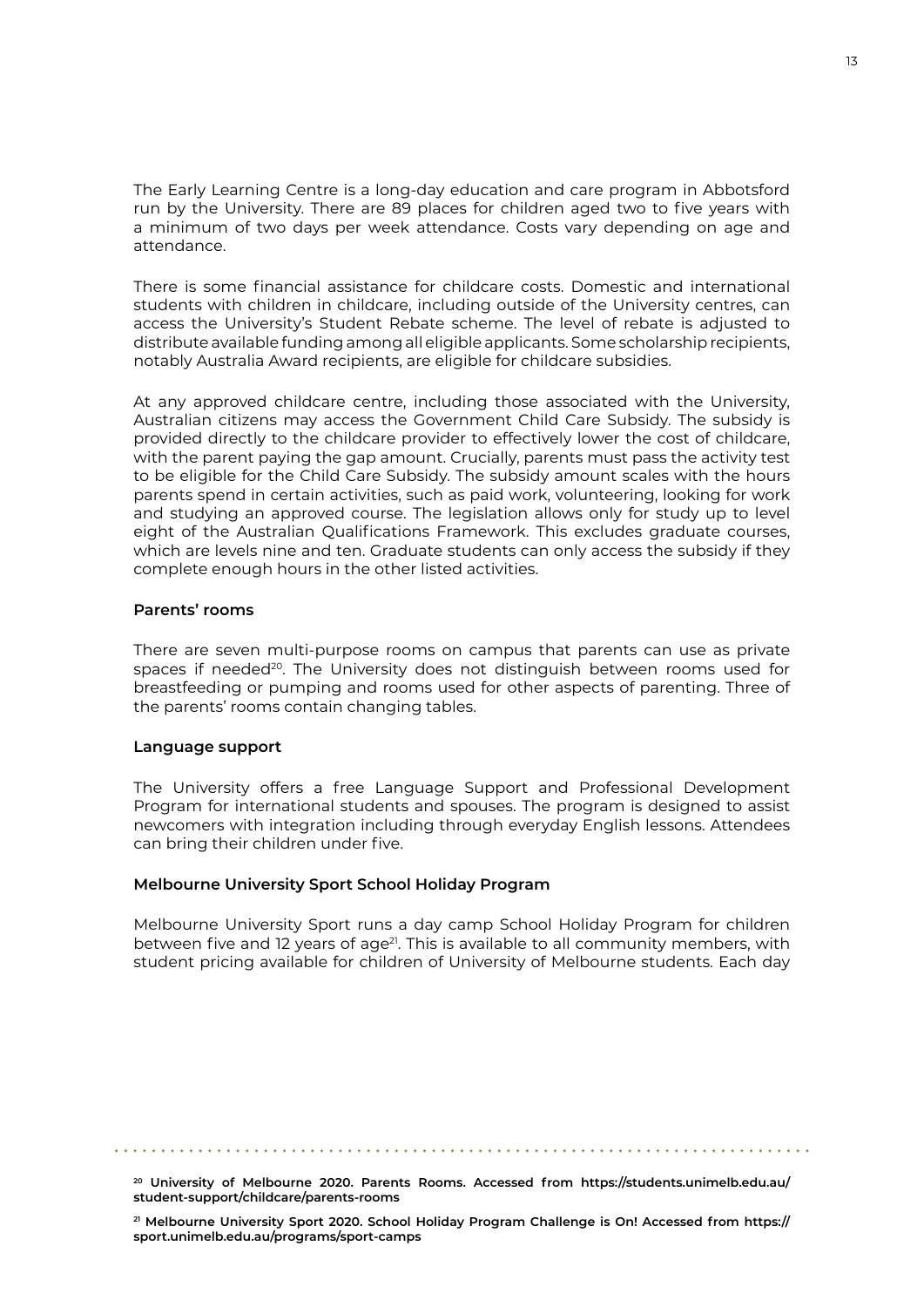The Early Learning Centre is a long-day education and care program in Abbotsford run by the University. There are 89 places for children aged two to five years with a minimum of two days per week attendance. Costs vary depending on age and attendance.

There is some financial assistance for childcare costs. Domestic and international students with children in childcare, including outside of the University centres, can access the University's Student Rebate scheme. The level of rebate is adjusted to distribute available funding among all eligible applicants. Some scholarship recipients, notably Australia Award recipients, are eligible for childcare subsidies.

At any approved childcare centre, including those associated with the University, Australian citizens may access the Government Child Care Subsidy. The subsidy is provided directly to the childcare provider to effectively lower the cost of childcare, with the parent paying the gap amount. Crucially, parents must pass the activity test to be eligible for the Child Care Subsidy. The subsidy amount scales with the hours parents spend in certain activities, such as paid work, volunteering, looking for work and studying an approved course. The legislation allows only for study up to level eight of the Australian Qualifications Framework. This excludes graduate courses, which are levels nine and ten. Graduate students can only access the subsidy if they complete enough hours in the other listed activities.

**Parents' rooms**

There are seven multi-purpose rooms on campus that parents can use as private spaces if needed[20]. The University does not distinguish between rooms used for breastfeeding or pumping and rooms used for other aspects of parenting. Three of the parents' rooms contain changing tables.

**Language support**

The University offers a free Language Support and Professional Development Program for international students and spouses. The program is designed to assist newcomers with integration including through everyday English lessons. Attendees can bring their children under five.

**Melbourne University Sport School Holiday Program**

Melbourne University Sport runs a day camp School Holiday Program for children between five and 12 years of age[21]. This is available to all community members, with student pricing available for children of University of Melbourne students. Each day

---

[20] University of Melbourne 2020. Parents Rooms. Accessed from https://students.unimelb.edu.au/student-support/childcare/parents-rooms

[21] Melbourne University Sport 2020. School Holiday Program Challenge is On! Accessed from https://sport.unimelb.edu.au/programs/sport-camps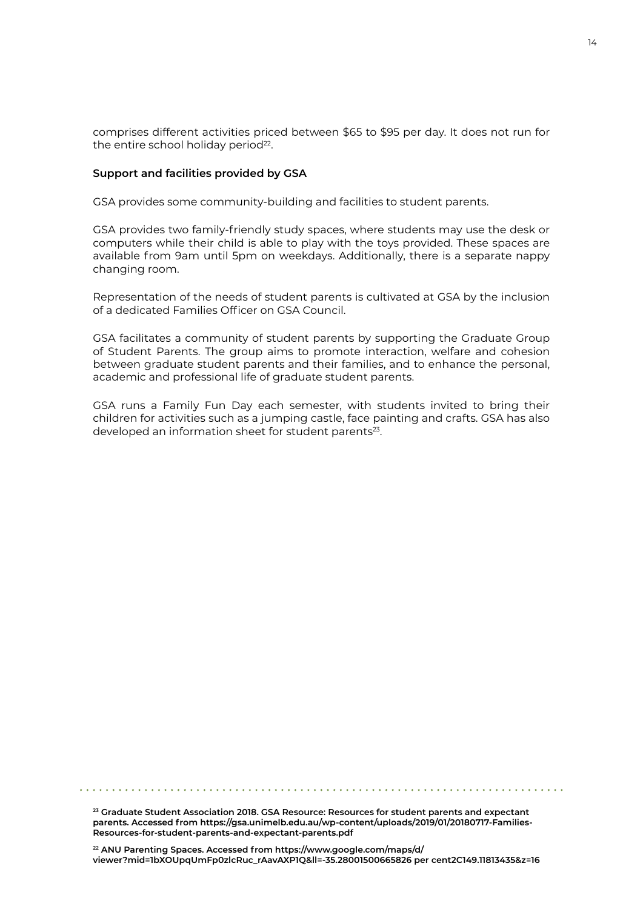comprises different activities priced between $65 to $95 per day. It does not run for the entire school holiday period[22].

**Support and facilities provided by GSA**

GSA provides some community-building and facilities to student parents.

GSA provides two family-friendly study spaces, where students may use the desk or computers while their child is able to play with the toys provided. These spaces are available from 9am until 5pm on weekdays. Additionally, there is a separate nappy changing room.

Representation of the needs of student parents is cultivated at GSA by the inclusion of a dedicated Families Officer on GSA Council.

GSA facilitates a community of student parents by supporting the Graduate Group of Student Parents. The group aims to promote interaction, welfare and cohesion between graduate student parents and their families, and to enhance the personal, academic and professional life of graduate student parents.

GSA runs a Family Fun Day each semester, with students invited to bring their children for activities such as a jumping castle, face painting and crafts. GSA has also developed an information sheet for student parents[23].

---

**[23] Graduate Student Association 2018. GSA Resource: Resources for student parents and expectant parents. Accessed from https://gsa.unimelb.edu.au/wp-content/uploads/2019/01/20180717-Families-Resources-for-student-parents-and-expectant-parents.pdf**

**[22] ANU Parenting Spaces. Accessed from https://www.google.com/maps/d/viewer?mid=1bXOUpqUmFp0zIcRuc_rAavAXP1Q&ll=-35.28001500665826 per cent2C149.11813435&z=16**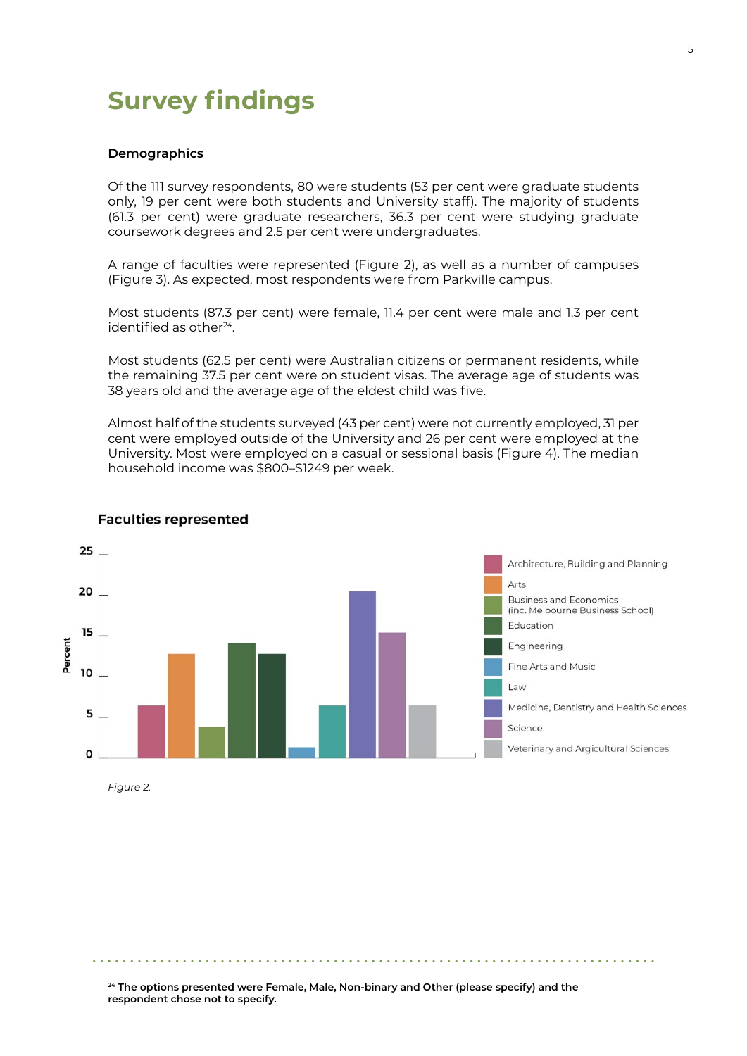# Survey findings

### Demographics

Of the 111 survey respondents, 80 were students (53 per cent were graduate students only, 19 per cent were both students and University staff). The majority of students (61.3 per cent) were graduate researchers, 36.3 per cent were studying graduate coursework degrees and 2.5 per cent were undergraduates.

A range of faculties were represented (Figure 2), as well as a number of campuses (Figure 3). As expected, most respondents were from Parkville campus.

Most students (87.3 per cent) were female, 11.4 per cent were male and 1.3 per cent identified as other[24].

Most students (62.5 per cent) were Australian citizens or permanent residents, while the remaining 37.5 per cent were on student visas. The average age of students was 38 years old and the average age of the eldest child was five.

Almost half of the students surveyed (43 per cent) were not currently employed, 31 per cent were employed outside of the University and 26 per cent were employed at the University. Most were employed on a casual or sessional basis (Figure 4). The median household income was $800–$1249 per week.

**Faculties represented**

Percent

- Architecture, Building and Planning
- Arts
- Business and Economics (inc. Melbourne Business School)
- Education
- Engineering
- Fine Arts and Music
- Law
- Medicine, Dentistry and Health Sciences
- Science
- Veterinary and Agricultural Sciences

*Figure 2.*

[24] The options presented were Female, Male, Non-binary and Other (please specify) and the respondent chose not to specify.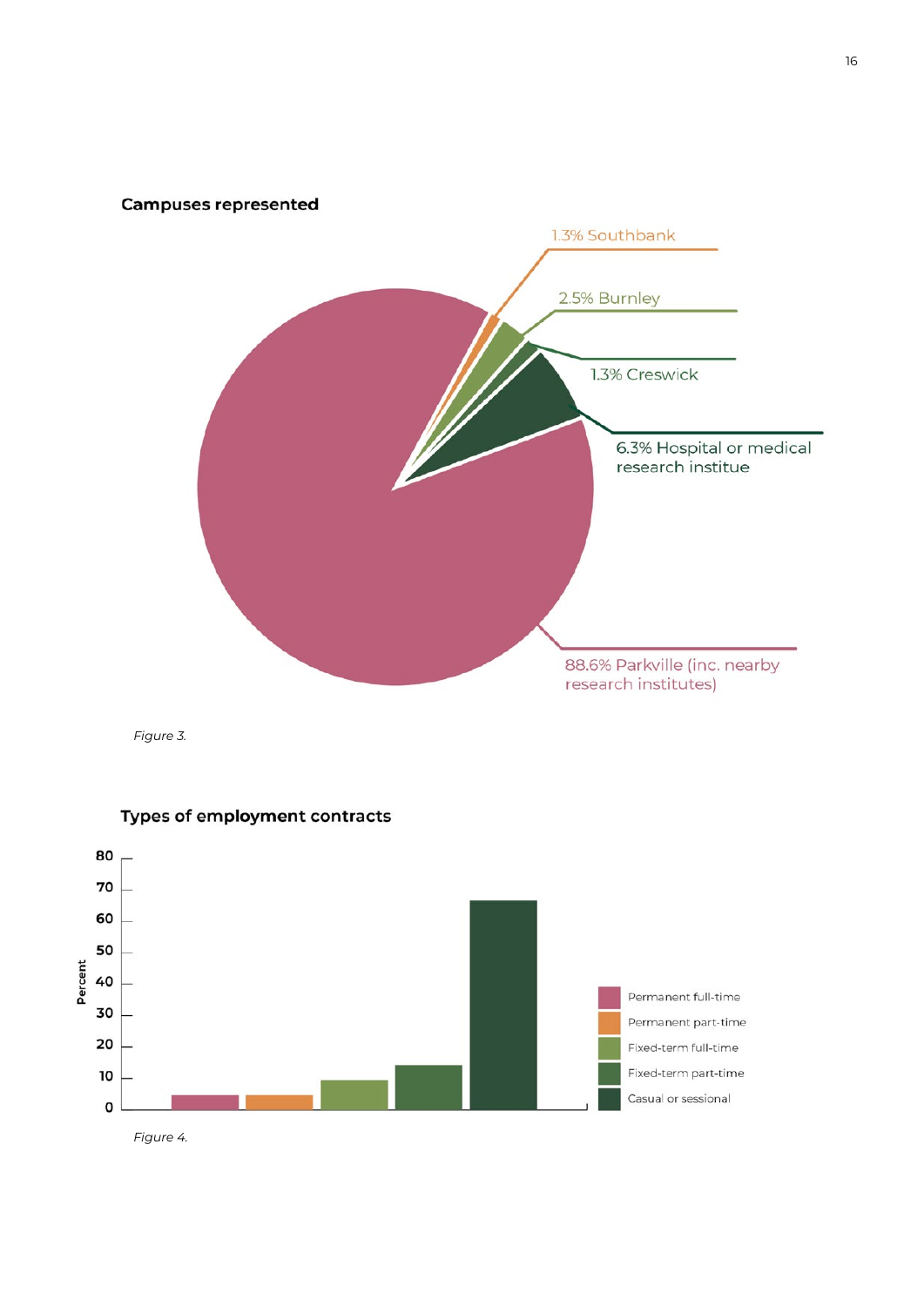**Campuses represented**

1.3% Southbank

2.5% Burnley

1.3% Creswick

6.3% Hospital or medical research institue

88.6% Parkville (inc. nearby research institutes)

*Figure 3.*

**Types of employment contracts**

Percent

80
70
60
50
40
30
20
10
0

Permanent full-time

Permanent part-time

Fixed-term full-time

Fixed-term part-time

Casual or sessional

*Figure 4.*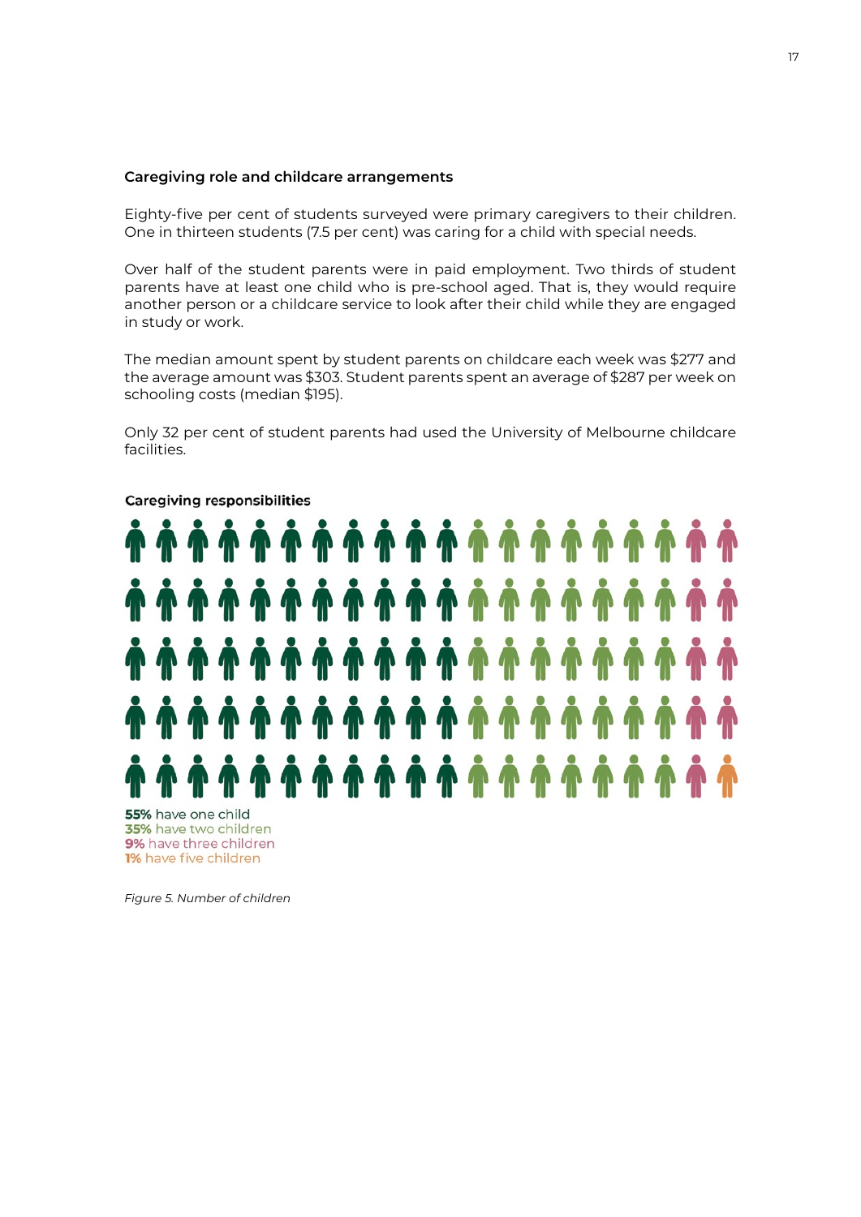### Caregiving role and childcare arrangements

Eighty-five per cent of students surveyed were primary caregivers to their children. One in thirteen students (7.5 per cent) was caring for a child with special needs.

Over half of the student parents were in paid employment. Two thirds of student parents have at least one child who is pre-school aged. That is, they would require another person or a childcare service to look after their child while they are engaged in study or work.

The median amount spent by student parents on childcare each week was $277 and the average amount was $303. Student parents spent an average of $287 per week on schooling costs (median $195).

Only 32 per cent of student parents had used the University of Melbourne childcare facilities.

**Caregiving responsibilities**

**55%** have one child
**35%** have two children
**9%** have three children
**1%** have five children

*Figure 5. Number of children*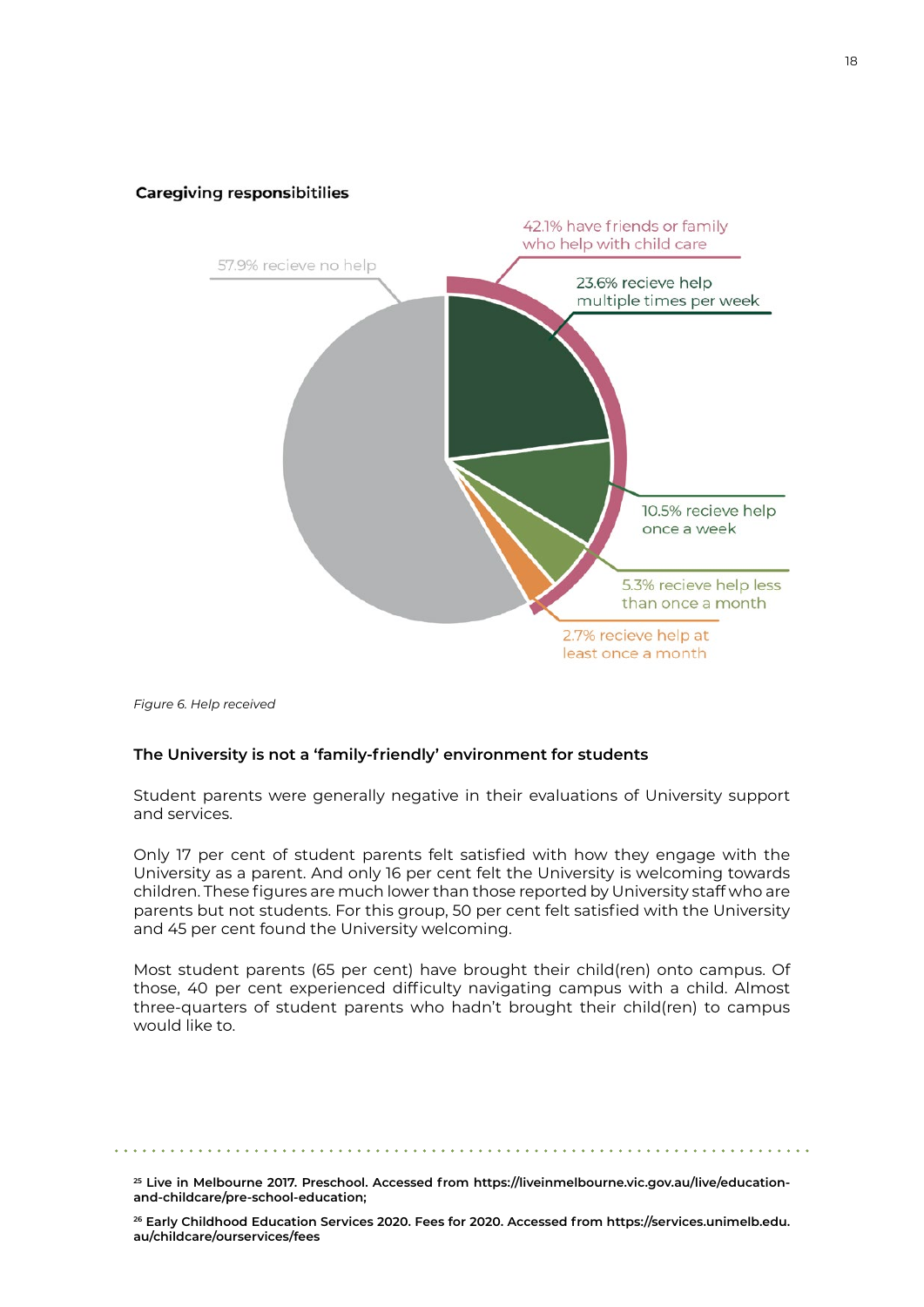**Caregiving responsibitilies**

42.1% have friends or family who help with child care

57.9% recieve no help

23.6% recieve help multiple times per week

10.5% recieve help once a week

5.3% recieve help less than once a month

2.7% recieve help at least once a month

*Figure 6. Help received*

### The University is not a 'family-friendly' environment for students

Student parents were generally negative in their evaluations of University support and services.

Only 17 per cent of student parents felt satisfied with how they engage with the University as a parent. And only 16 per cent felt the University is welcoming towards children. These figures are much lower than those reported by University staff who are parents but not students. For this group, 50 per cent felt satisfied with the University and 45 per cent found the University welcoming.

Most student parents (65 per cent) have brought their child(ren) onto campus. Of those, 40 per cent experienced difficulty navigating campus with a child. Almost three-quarters of student parents who hadn't brought their child(ren) to campus would like to.

---

[25] Live in Melbourne 2017. Preschool. Accessed from https://liveinmelbourne.vic.gov.au/live/education-and-childcare/pre-school-education;

[26] Early Childhood Education Services 2020. Fees for 2020. Accessed from https://services.unimelb.edu.au/childcare/ourservices/fees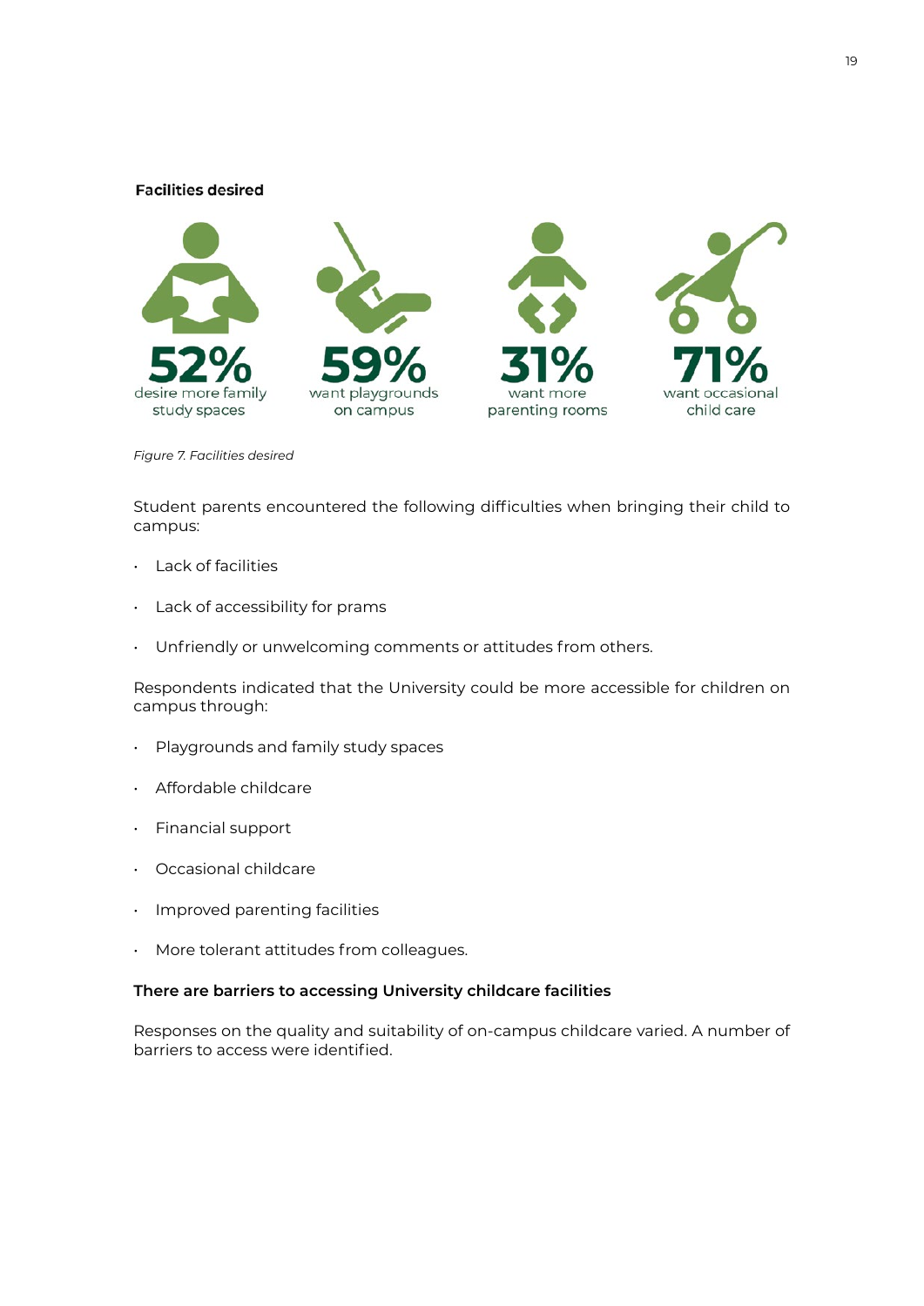**Facilities desired**

**52%** desire more family study spaces

**59%** want playgrounds on campus

**31%** want more parenting rooms

**71%** want occasional child care

*Figure 7. Facilities desired*

Student parents encountered the following difficulties when bringing their child to campus:

- Lack of facilities
- Lack of accessibility for prams
- Unfriendly or unwelcoming comments or attitudes from others.

Respondents indicated that the University could be more accessible for children on campus through:

- Playgrounds and family study spaces
- Affordable childcare
- Financial support
- Occasional childcare
- Improved parenting facilities
- More tolerant attitudes from colleagues.

**There are barriers to accessing University childcare facilities**

Responses on the quality and suitability of on-campus childcare varied. A number of barriers to access were identified.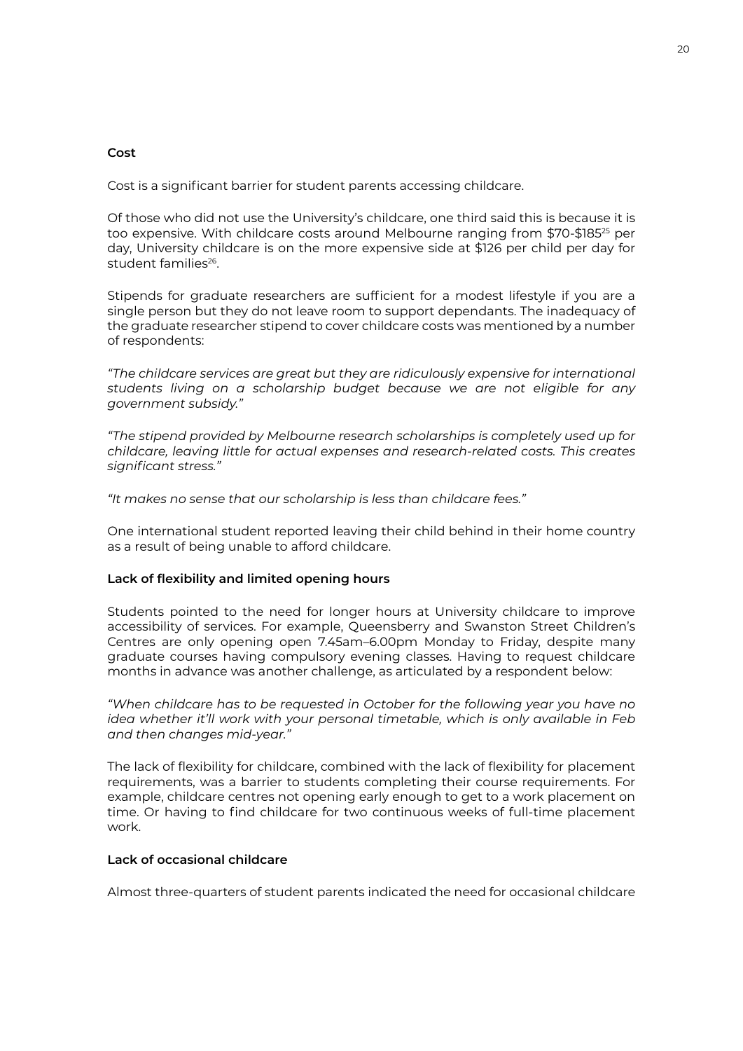### Cost

Cost is a significant barrier for student parents accessing childcare.

Of those who did not use the University's childcare, one third said this is because it is too expensive. With childcare costs around Melbourne ranging from $70-$185[25] per day, University childcare is on the more expensive side at $126 per child per day for student families[26].

Stipends for graduate researchers are sufficient for a modest lifestyle if you are a single person but they do not leave room to support dependants. The inadequacy of the graduate researcher stipend to cover childcare costs was mentioned by a number of respondents:

*"The childcare services are great but they are ridiculously expensive for international students living on a scholarship budget because we are not eligible for any government subsidy."*

*"The stipend provided by Melbourne research scholarships is completely used up for childcare, leaving little for actual expenses and research-related costs. This creates significant stress."*

*"It makes no sense that our scholarship is less than childcare fees."*

One international student reported leaving their child behind in their home country as a result of being unable to afford childcare.

### Lack of flexibility and limited opening hours

Students pointed to the need for longer hours at University childcare to improve accessibility of services. For example, Queensberry and Swanston Street Children's Centres are only opening open 7.45am–6.00pm Monday to Friday, despite many graduate courses having compulsory evening classes. Having to request childcare months in advance was another challenge, as articulated by a respondent below:

*"When childcare has to be requested in October for the following year you have no idea whether it'll work with your personal timetable, which is only available in Feb and then changes mid-year."*

The lack of flexibility for childcare, combined with the lack of flexibility for placement requirements, was a barrier to students completing their course requirements. For example, childcare centres not opening early enough to get to a work placement on time. Or having to find childcare for two continuous weeks of full-time placement work.

### Lack of occasional childcare

Almost three-quarters of student parents indicated the need for occasional childcare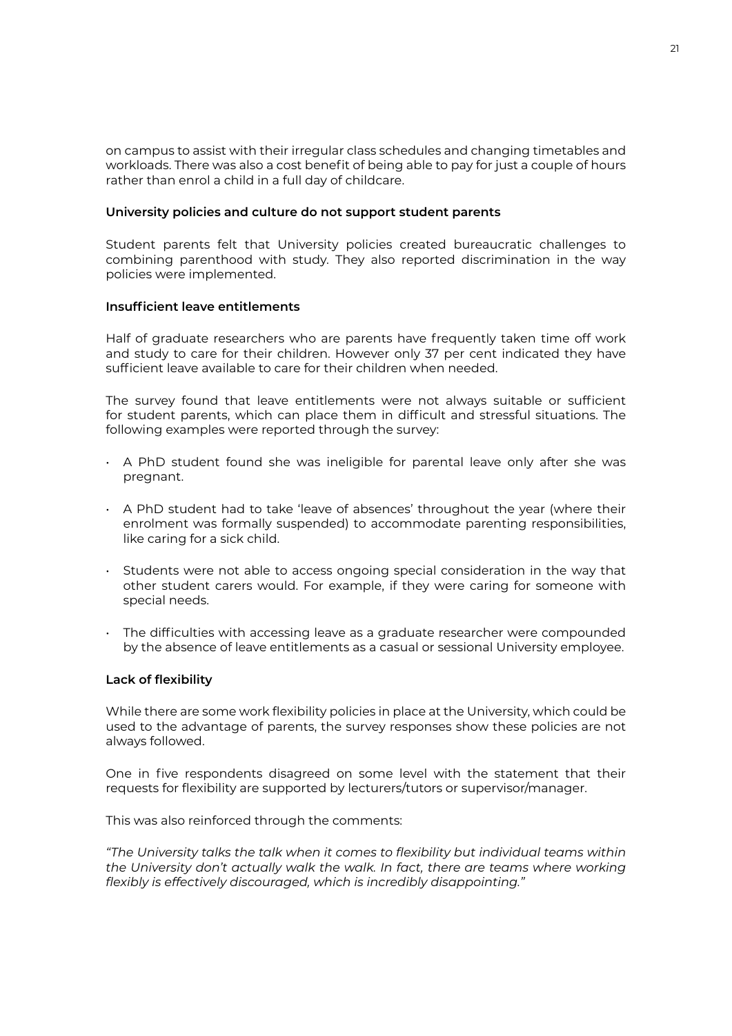on campus to assist with their irregular class schedules and changing timetables and workloads. There was also a cost benefit of being able to pay for just a couple of hours rather than enrol a child in a full day of childcare.

### University policies and culture do not support student parents

Student parents felt that University policies created bureaucratic challenges to combining parenthood with study. They also reported discrimination in the way policies were implemented.

### Insufficient leave entitlements

Half of graduate researchers who are parents have frequently taken time off work and study to care for their children. However only 37 per cent indicated they have sufficient leave available to care for their children when needed.

The survey found that leave entitlements were not always suitable or sufficient for student parents, which can place them in difficult and stressful situations. The following examples were reported through the survey:

- A PhD student found she was ineligible for parental leave only after she was pregnant.
- A PhD student had to take 'leave of absences' throughout the year (where their enrolment was formally suspended) to accommodate parenting responsibilities, like caring for a sick child.
- Students were not able to access ongoing special consideration in the way that other student carers would. For example, if they were caring for someone with special needs.
- The difficulties with accessing leave as a graduate researcher were compounded by the absence of leave entitlements as a casual or sessional University employee.

### Lack of flexibility

While there are some work flexibility policies in place at the University, which could be used to the advantage of parents, the survey responses show these policies are not always followed.

One in five respondents disagreed on some level with the statement that their requests for flexibility are supported by lecturers/tutors or supervisor/manager.

This was also reinforced through the comments:

*"The University talks the talk when it comes to flexibility but individual teams within the University don't actually walk the walk. In fact, there are teams where working flexibly is effectively discouraged, which is incredibly disappointing."*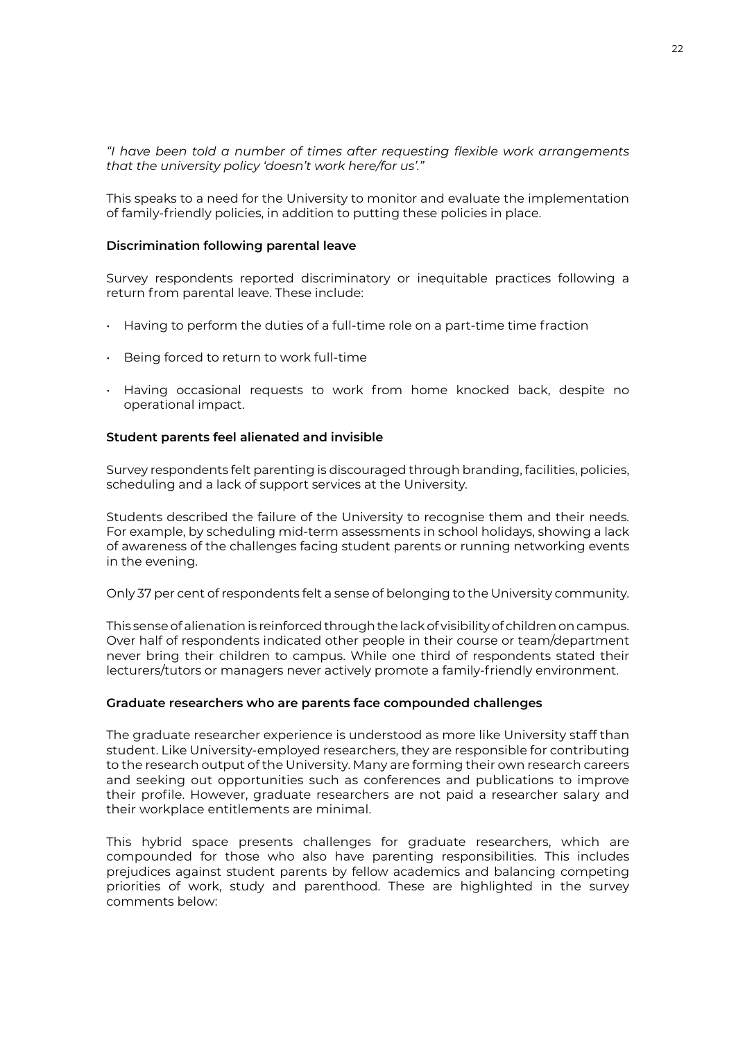*"I have been told a number of times after requesting flexible work arrangements that the university policy 'doesn't work here/for us'."*

This speaks to a need for the University to monitor and evaluate the implementation of family-friendly policies, in addition to putting these policies in place.

**Discrimination following parental leave**

Survey respondents reported discriminatory or inequitable practices following a return from parental leave. These include:

- Having to perform the duties of a full-time role on a part-time time fraction
- Being forced to return to work full-time
- Having occasional requests to work from home knocked back, despite no operational impact.

**Student parents feel alienated and invisible**

Survey respondents felt parenting is discouraged through branding, facilities, policies, scheduling and a lack of support services at the University.

Students described the failure of the University to recognise them and their needs. For example, by scheduling mid-term assessments in school holidays, showing a lack of awareness of the challenges facing student parents or running networking events in the evening.

Only 37 per cent of respondents felt a sense of belonging to the University community.

This sense of alienation is reinforced through the lack of visibility of children on campus. Over half of respondents indicated other people in their course or team/department never bring their children to campus. While one third of respondents stated their lecturers/tutors or managers never actively promote a family-friendly environment.

**Graduate researchers who are parents face compounded challenges**

The graduate researcher experience is understood as more like University staff than student. Like University-employed researchers, they are responsible for contributing to the research output of the University. Many are forming their own research careers and seeking out opportunities such as conferences and publications to improve their profile. However, graduate researchers are not paid a researcher salary and their workplace entitlements are minimal.

This hybrid space presents challenges for graduate researchers, which are compounded for those who also have parenting responsibilities. This includes prejudices against student parents by fellow academics and balancing competing priorities of work, study and parenthood. These are highlighted in the survey comments below: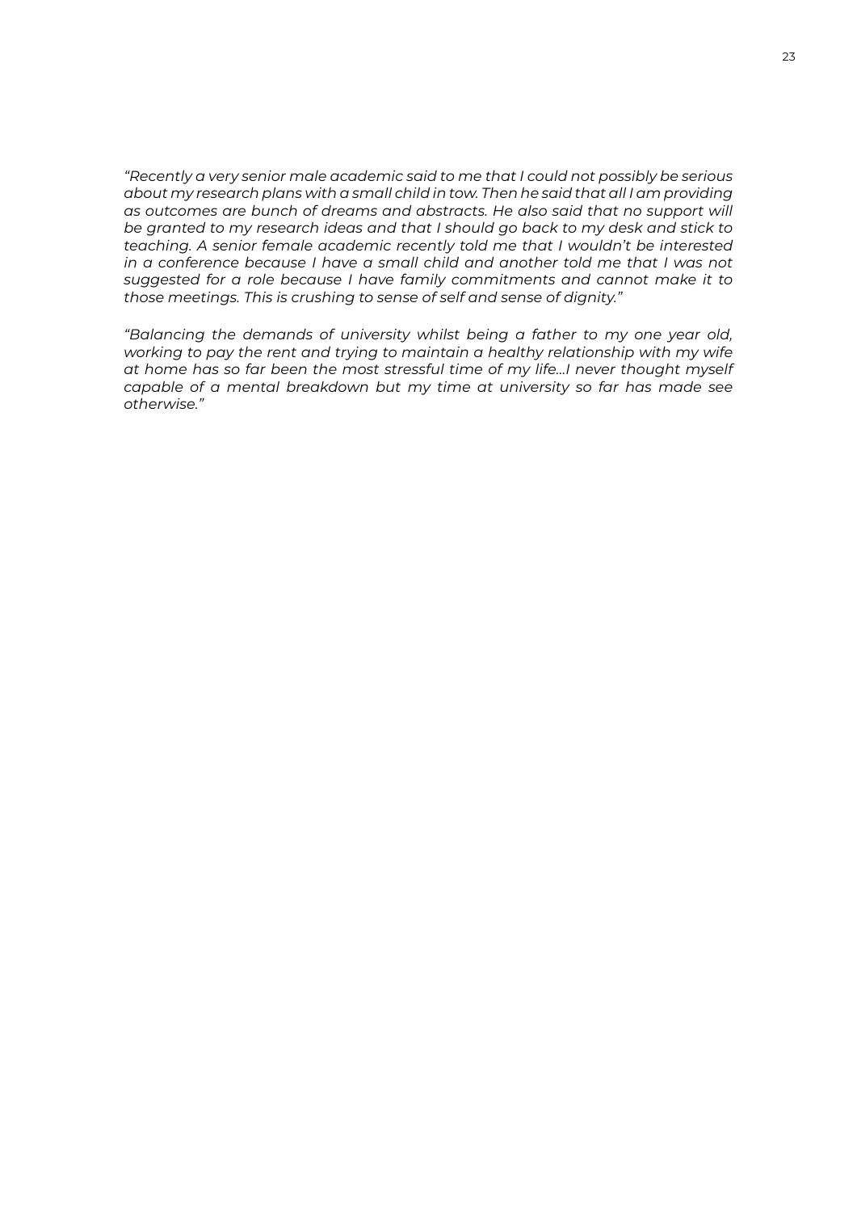*"Recently a very senior male academic said to me that I could not possibly be serious about my research plans with a small child in tow. Then he said that all I am providing as outcomes are bunch of dreams and abstracts. He also said that no support will be granted to my research ideas and that I should go back to my desk and stick to teaching. A senior female academic recently told me that I wouldn't be interested in a conference because I have a small child and another told me that I was not suggested for a role because I have family commitments and cannot make it to those meetings. This is crushing to sense of self and sense of dignity."*

*"Balancing the demands of university whilst being a father to my one year old, working to pay the rent and trying to maintain a healthy relationship with my wife at home has so far been the most stressful time of my life...I never thought myself capable of a mental breakdown but my time at university so far has made see otherwise."*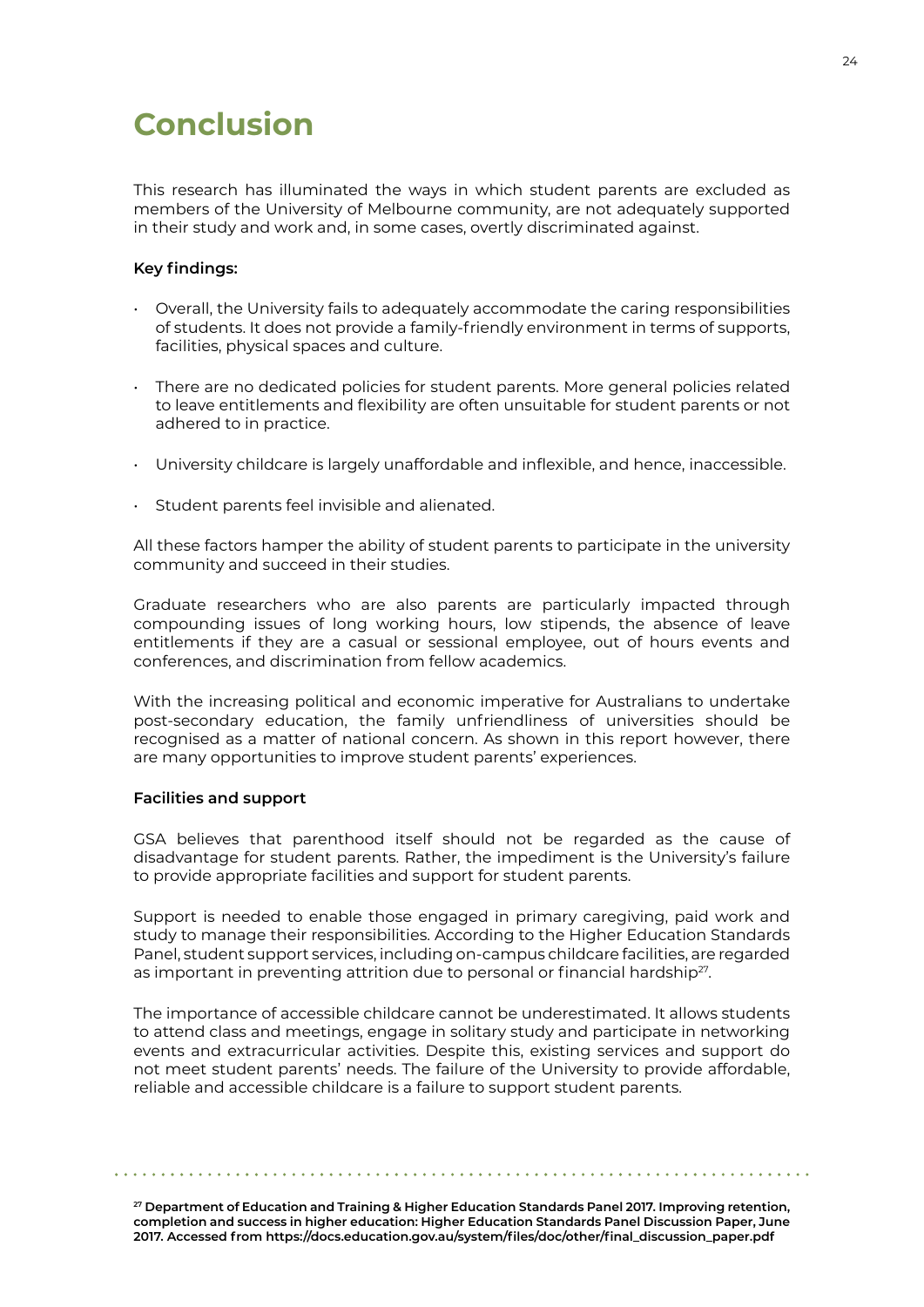# Conclusion

This research has illuminated the ways in which student parents are excluded as members of the University of Melbourne community, are not adequately supported in their study and work and, in some cases, overtly discriminated against.

**Key findings:**

- Overall, the University fails to adequately accommodate the caring responsibilities of students. It does not provide a family-friendly environment in terms of supports, facilities, physical spaces and culture.
- There are no dedicated policies for student parents. More general policies related to leave entitlements and flexibility are often unsuitable for student parents or not adhered to in practice.
- University childcare is largely unaffordable and inflexible, and hence, inaccessible.
- Student parents feel invisible and alienated.

All these factors hamper the ability of student parents to participate in the university community and succeed in their studies.

Graduate researchers who are also parents are particularly impacted through compounding issues of long working hours, low stipends, the absence of leave entitlements if they are a casual or sessional employee, out of hours events and conferences, and discrimination from fellow academics.

With the increasing political and economic imperative for Australians to undertake post-secondary education, the family unfriendliness of universities should be recognised as a matter of national concern. As shown in this report however, there are many opportunities to improve student parents' experiences.

**Facilities and support**

GSA believes that parenthood itself should not be regarded as the cause of disadvantage for student parents. Rather, the impediment is the University's failure to provide appropriate facilities and support for student parents.

Support is needed to enable those engaged in primary caregiving, paid work and study to manage their responsibilities. According to the Higher Education Standards Panel, student support services, including on-campus childcare facilities, are regarded as important in preventing attrition due to personal or financial hardship[27].

The importance of accessible childcare cannot be underestimated. It allows students to attend class and meetings, engage in solitary study and participate in networking events and extracurricular activities. Despite this, existing services and support do not meet student parents' needs. The failure of the University to provide affordable, reliable and accessible childcare is a failure to support student parents.

---

**[27] Department of Education and Training & Higher Education Standards Panel 2017. Improving retention, completion and success in higher education: Higher Education Standards Panel Discussion Paper, June 2017. Accessed from https://docs.education.gov.au/system/files/doc/other/final_discussion_paper.pdf**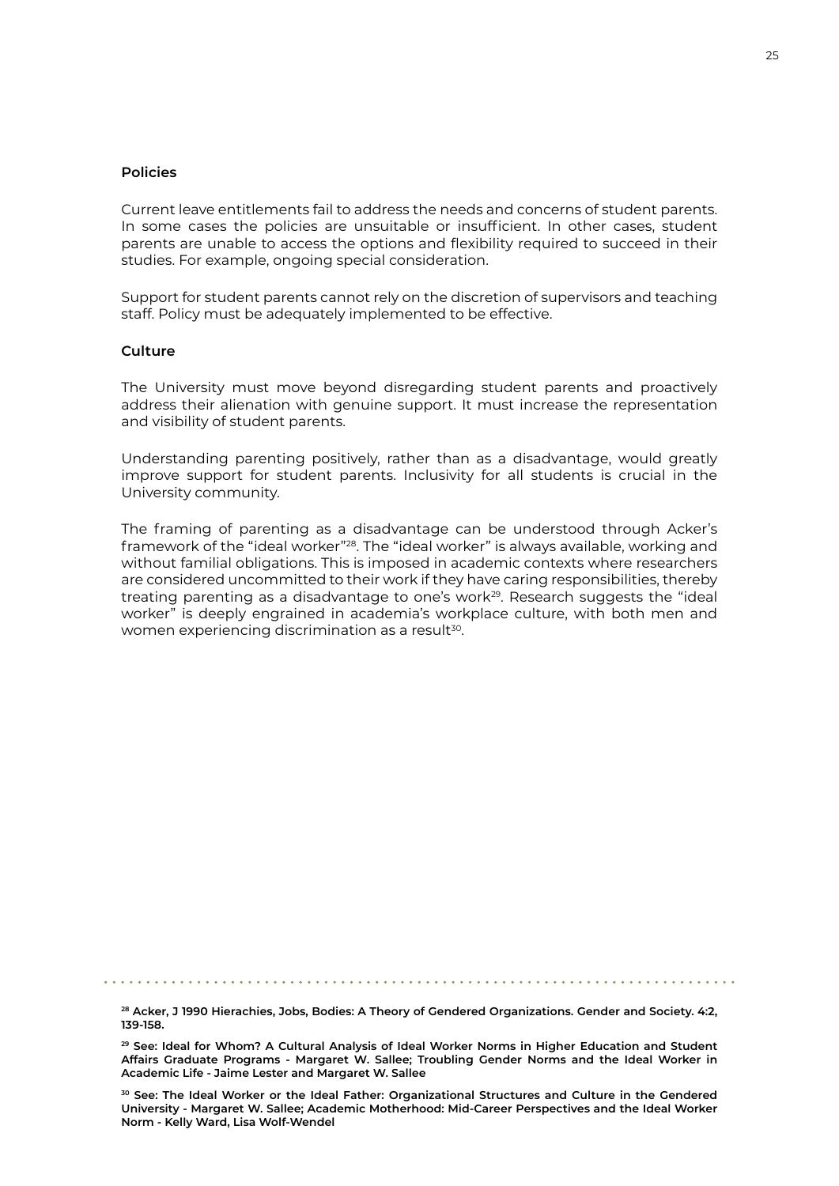### Policies

Current leave entitlements fail to address the needs and concerns of student parents. In some cases the policies are unsuitable or insufficient. In other cases, student parents are unable to access the options and flexibility required to succeed in their studies. For example, ongoing special consideration.

Support for student parents cannot rely on the discretion of supervisors and teaching staff. Policy must be adequately implemented to be effective.

### Culture

The University must move beyond disregarding student parents and proactively address their alienation with genuine support. It must increase the representation and visibility of student parents.

Understanding parenting positively, rather than as a disadvantage, would greatly improve support for student parents. Inclusivity for all students is crucial in the University community.

The framing of parenting as a disadvantage can be understood through Acker's framework of the "ideal worker"[28]. The "ideal worker" is always available, working and without familial obligations. This is imposed in academic contexts where researchers are considered uncommitted to their work if they have caring responsibilities, thereby treating parenting as a disadvantage to one's work[29]. Research suggests the "ideal worker" is deeply engrained in academia's workplace culture, with both men and women experiencing discrimination as a result[30].

---

**[28] Acker, J 1990 Hierachies, Jobs, Bodies: A Theory of Gendered Organizations. Gender and Society. 4:2, 139-158.**

**[29] See: Ideal for Whom? A Cultural Analysis of Ideal Worker Norms in Higher Education and Student Affairs Graduate Programs - Margaret W. Sallee; Troubling Gender Norms and the Ideal Worker in Academic Life - Jaime Lester and Margaret W. Sallee**

**[30] See: The Ideal Worker or the Ideal Father: Organizational Structures and Culture in the Gendered University - Margaret W. Sallee; Academic Motherhood: Mid-Career Perspectives and the Ideal Worker Norm - Kelly Ward, Lisa Wolf-Wendel**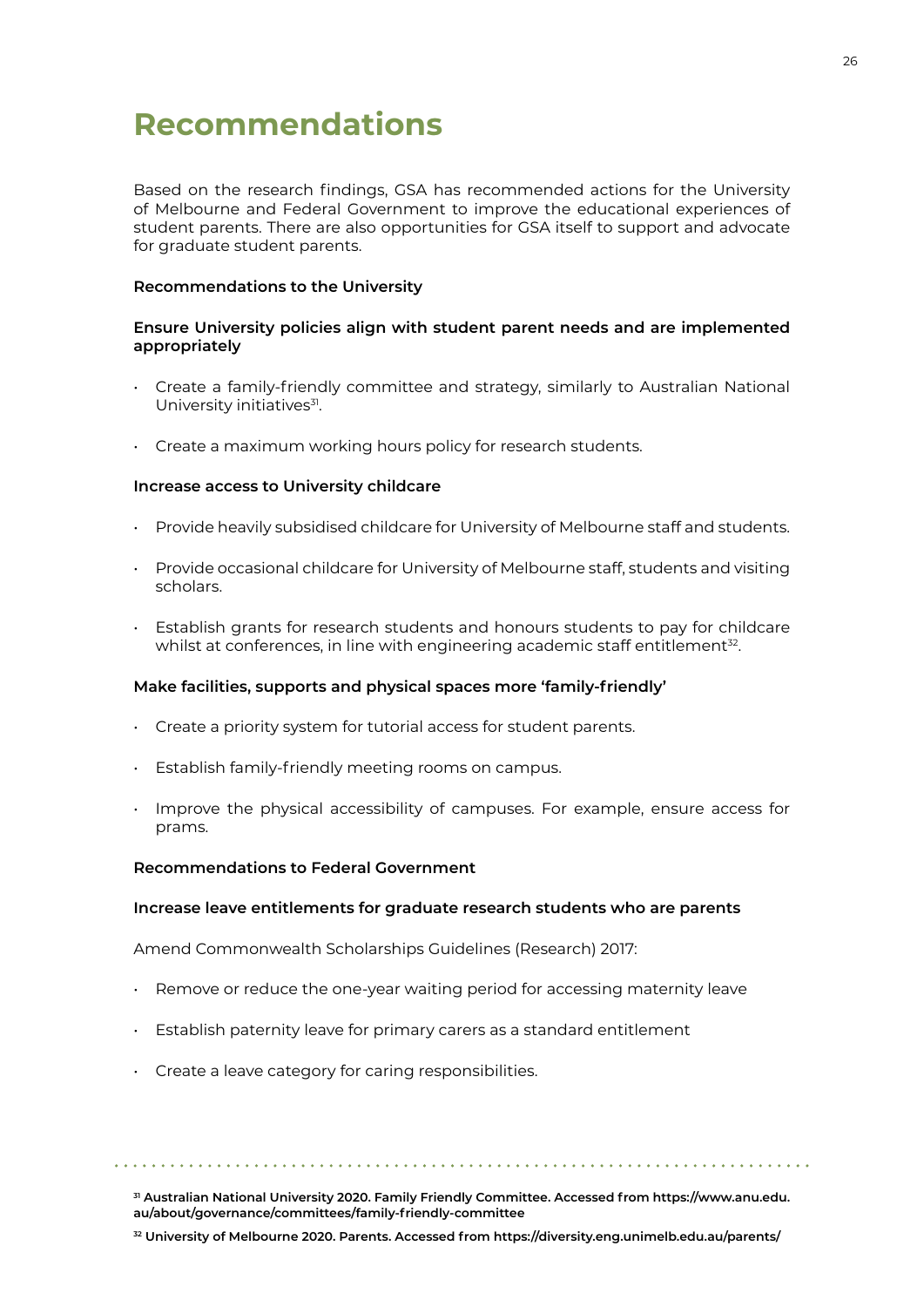# Recommendations

Based on the research findings, GSA has recommended actions for the University of Melbourne and Federal Government to improve the educational experiences of student parents. There are also opportunities for GSA itself to support and advocate for graduate student parents.

**Recommendations to the University**

**Ensure University policies align with student parent needs and are implemented appropriately**

- Create a family-friendly committee and strategy, similarly to Australian National University initiatives[31].
- Create a maximum working hours policy for research students.

**Increase access to University childcare**

- Provide heavily subsidised childcare for University of Melbourne staff and students.
- Provide occasional childcare for University of Melbourne staff, students and visiting scholars.
- Establish grants for research students and honours students to pay for childcare whilst at conferences, in line with engineering academic staff entitlement[32].

**Make facilities, supports and physical spaces more 'family-friendly'**

- Create a priority system for tutorial access for student parents.
- Establish family-friendly meeting rooms on campus.
- Improve the physical accessibility of campuses. For example, ensure access for prams.

**Recommendations to Federal Government**

**Increase leave entitlements for graduate research students who are parents**

Amend Commonwealth Scholarships Guidelines (Research) 2017:

- Remove or reduce the one-year waiting period for accessing maternity leave
- Establish paternity leave for primary carers as a standard entitlement
- Create a leave category for caring responsibilities.

---

**[31] Australian National University 2020. Family Friendly Committee. Accessed from https://www.anu.edu.au/about/governance/committees/family-friendly-committee**

**[32] University of Melbourne 2020. Parents. Accessed from https://diversity.eng.unimelb.edu.au/parents/**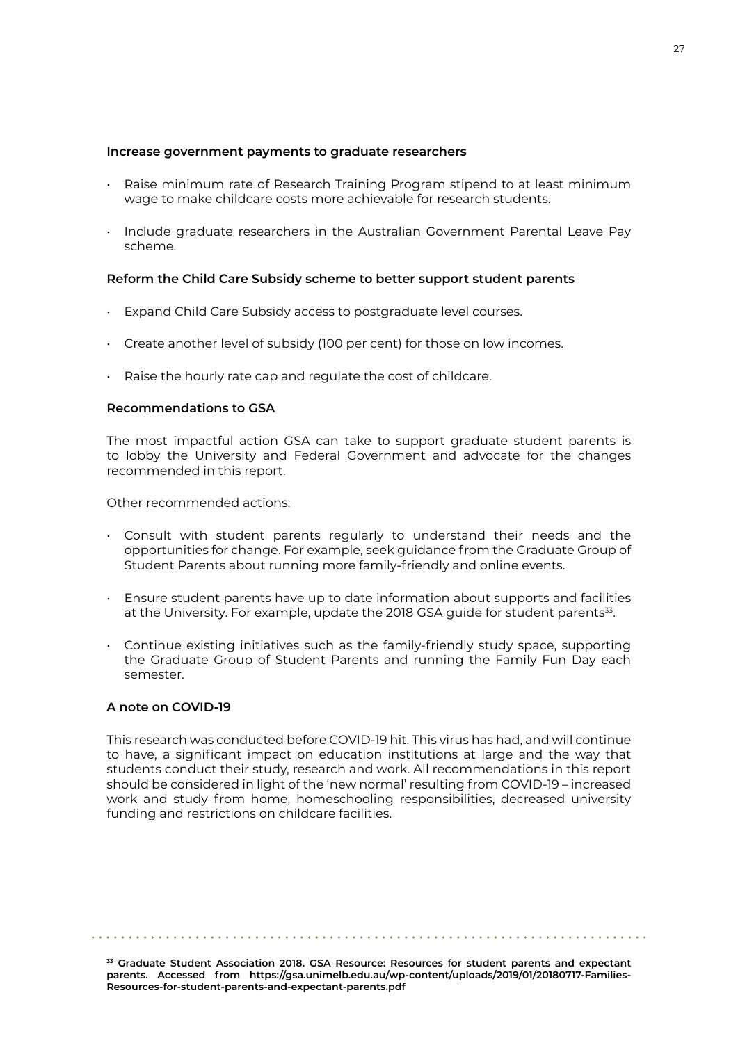**Increase government payments to graduate researchers**

- Raise minimum rate of Research Training Program stipend to at least minimum wage to make childcare costs more achievable for research students.
- Include graduate researchers in the Australian Government Parental Leave Pay scheme.

**Reform the Child Care Subsidy scheme to better support student parents**

- Expand Child Care Subsidy access to postgraduate level courses.
- Create another level of subsidy (100 per cent) for those on low incomes.
- Raise the hourly rate cap and regulate the cost of childcare.

**Recommendations to GSA**

The most impactful action GSA can take to support graduate student parents is to lobby the University and Federal Government and advocate for the changes recommended in this report.

Other recommended actions:

- Consult with student parents regularly to understand their needs and the opportunities for change. For example, seek guidance from the Graduate Group of Student Parents about running more family-friendly and online events.
- Ensure student parents have up to date information about supports and facilities at the University. For example, update the 2018 GSA guide for student parents[33].
- Continue existing initiatives such as the family-friendly study space, supporting the Graduate Group of Student Parents and running the Family Fun Day each semester.

**A note on COVID-19**

This research was conducted before COVID-19 hit. This virus has had, and will continue to have, a significant impact on education institutions at large and the way that students conduct their study, research and work. All recommendations in this report should be considered in light of the 'new normal' resulting from COVID-19 – increased work and study from home, homeschooling responsibilities, decreased university funding and restrictions on childcare facilities.

---

**[33] Graduate Student Association 2018. GSA Resource: Resources for student parents and expectant parents. Accessed from https://gsa.unimelb.edu.au/wp-content/uploads/2019/01/20180717-Families-Resources-for-student-parents-and-expectant-parents.pdf**